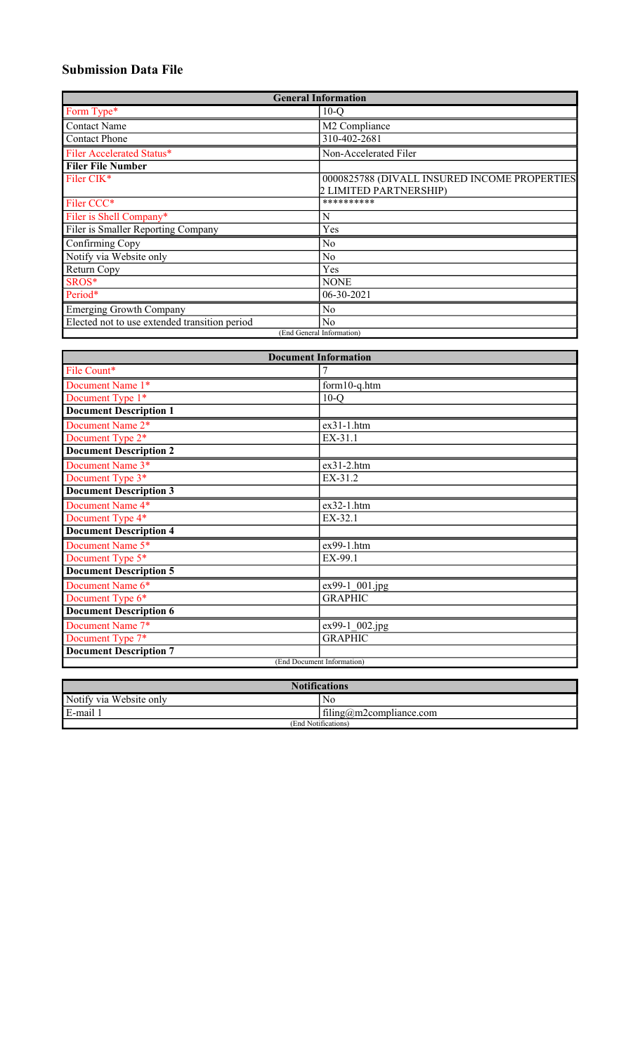## Submission Data File

| General Information | |
|---|---|
| Form Type* | 10-Q |
| Contact Name | M2 Compliance |
| Contact Phone | 310-402-2681 |
| Filer Accelerated Status* | Non-Accelerated Filer |
| **Filer File Number** | |
| Filer CIK* | 0000825788 (DIVALL INSURED INCOME PROPERTIES 2 LIMITED PARTNERSHIP) |
| Filer CCC* | ********** |
| Filer is Shell Company* | N |
| Filer is Smaller Reporting Company | Yes |
| Confirming Copy | No |
| Notify via Website only | No |
| Return Copy | Yes |
| SROS* | NONE |
| Period* | 06-30-2021 |
| Emerging Growth Company | No |
| Elected not to use extended transition period | No |
| (End General Information) | |

| Document Information | |
|---|---|
| File Count* | 7 |
| Document Name 1* | form10-q.htm |
| Document Type 1* | 10-Q |
| **Document Description 1** | |
| Document Name 2* | ex31-1.htm |
| Document Type 2* | EX-31.1 |
| **Document Description 2** | |
| Document Name 3* | ex31-2.htm |
| Document Type 3* | EX-31.2 |
| **Document Description 3** | |
| Document Name 4* | ex32-1.htm |
| Document Type 4* | EX-32.1 |
| **Document Description 4** | |
| Document Name 5* | ex99-1.htm |
| Document Type 5* | EX-99.1 |
| **Document Description 5** | |
| Document Name 6* | ex99-1_001.jpg |
| Document Type 6* | GRAPHIC |
| **Document Description 6** | |
| Document Name 7* | ex99-1_002.jpg |
| Document Type 7* | GRAPHIC |
| **Document Description 7** | |
| (End Document Information) | |

| Notifications | |
|---|---|
| Notify via Website only | No |
| E-mail 1 | filing@m2compliance.com |
| (End Notifications) | |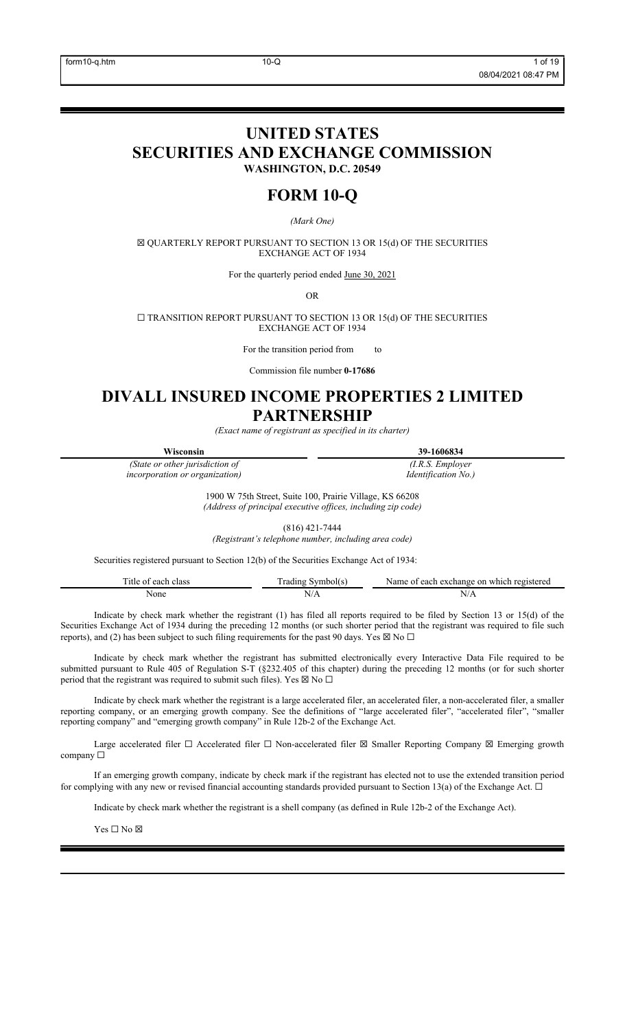# UNITED STATES SECURITIES AND EXCHANGE COMMISSION

**WASHINGTON, D.C. 20549**

# FORM 10-Q

*(Mark One)*

☒ QUARTERLY REPORT PURSUANT TO SECTION 13 OR 15(d) OF THE SECURITIES EXCHANGE ACT OF 1934

For the quarterly period ended June 30, 2021

OR

☐ TRANSITION REPORT PURSUANT TO SECTION 13 OR 15(d) OF THE SECURITIES EXCHANGE ACT OF 1934

For the transition period from to

Commission file number **0-17686**

# DIVALL INSURED INCOME PROPERTIES 2 LIMITED PARTNERSHIP

*(Exact name of registrant as specified in its charter)*

| **Wisconsin** | **39-1606834** |
|---|---|
| *(State or other jurisdiction of incorporation or organization)* | *(I.R.S. Employer Identification No.)* |

1900 W 75th Street, Suite 100, Prairie Village, KS 66208
*(Address of principal executive offices, including zip code)*

(816) 421-7444
*(Registrant's telephone number, including area code)*

Securities registered pursuant to Section 12(b) of the Securities Exchange Act of 1934:

| Title of each class | Trading Symbol(s) | Name of each exchange on which registered |
|---|---|---|
| None | N/A | N/A |

Indicate by check mark whether the registrant (1) has filed all reports required to be filed by Section 13 or 15(d) of the Securities Exchange Act of 1934 during the preceding 12 months (or such shorter period that the registrant was required to file such reports), and (2) has been subject to such filing requirements for the past 90 days. Yes ☒ No ☐

Indicate by check mark whether the registrant has submitted electronically every Interactive Data File required to be submitted pursuant to Rule 405 of Regulation S-T (§232.405 of this chapter) during the preceding 12 months (or for such shorter period that the registrant was required to submit such files). Yes ☒ No ☐

Indicate by check mark whether the registrant is a large accelerated filer, an accelerated filer, a non-accelerated filer, a smaller reporting company, or an emerging growth company. See the definitions of "large accelerated filer", "accelerated filer", "smaller reporting company" and "emerging growth company" in Rule 12b-2 of the Exchange Act.

Large accelerated filer ☐ Accelerated filer ☐ Non-accelerated filer ☒ Smaller Reporting Company ☒ Emerging growth company ☐

If an emerging growth company, indicate by check mark if the registrant has elected not to use the extended transition period for complying with any new or revised financial accounting standards provided pursuant to Section 13(a) of the Exchange Act. ☐

Indicate by check mark whether the registrant is a shell company (as defined in Rule 12b-2 of the Exchange Act).

Yes ☐ No ☒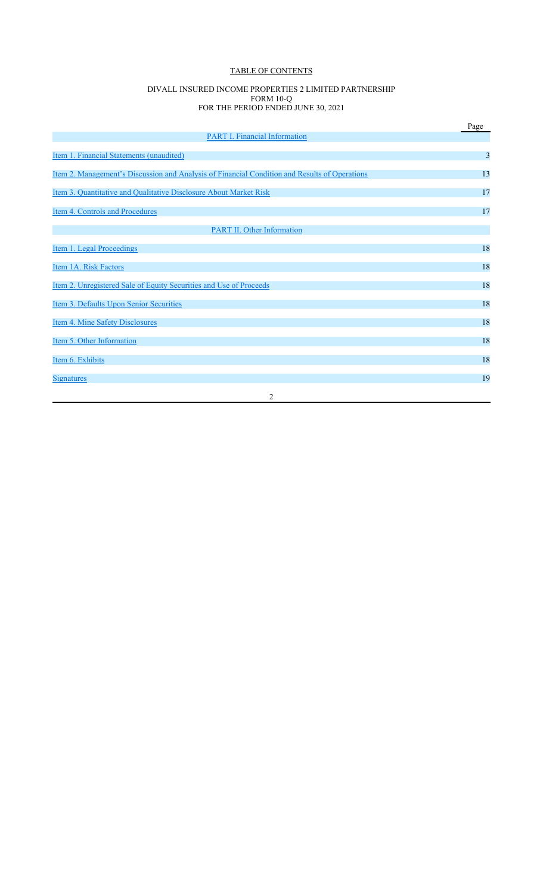# TABLE OF CONTENTS

DIVALL INSURED INCOME PROPERTIES 2 LIMITED PARTNERSHIP
FORM 10-Q
FOR THE PERIOD ENDED JUNE 30, 2021

| | Page |
|---|---|
| PART I. Financial Information | |
| Item 1. Financial Statements (unaudited) | 3 |
| Item 2. Management's Discussion and Analysis of Financial Condition and Results of Operations | 13 |
| Item 3. Quantitative and Qualitative Disclosure About Market Risk | 17 |
| Item 4. Controls and Procedures | 17 |
| PART II. Other Information | |
| Item 1. Legal Proceedings | 18 |
| Item 1A. Risk Factors | 18 |
| Item 2. Unregistered Sale of Equity Securities and Use of Proceeds | 18 |
| Item 3. Defaults Upon Senior Securities | 18 |
| Item 4. Mine Safety Disclosures | 18 |
| Item 5. Other Information | 18 |
| Item 6. Exhibits | 18 |
| Signatures | 19 |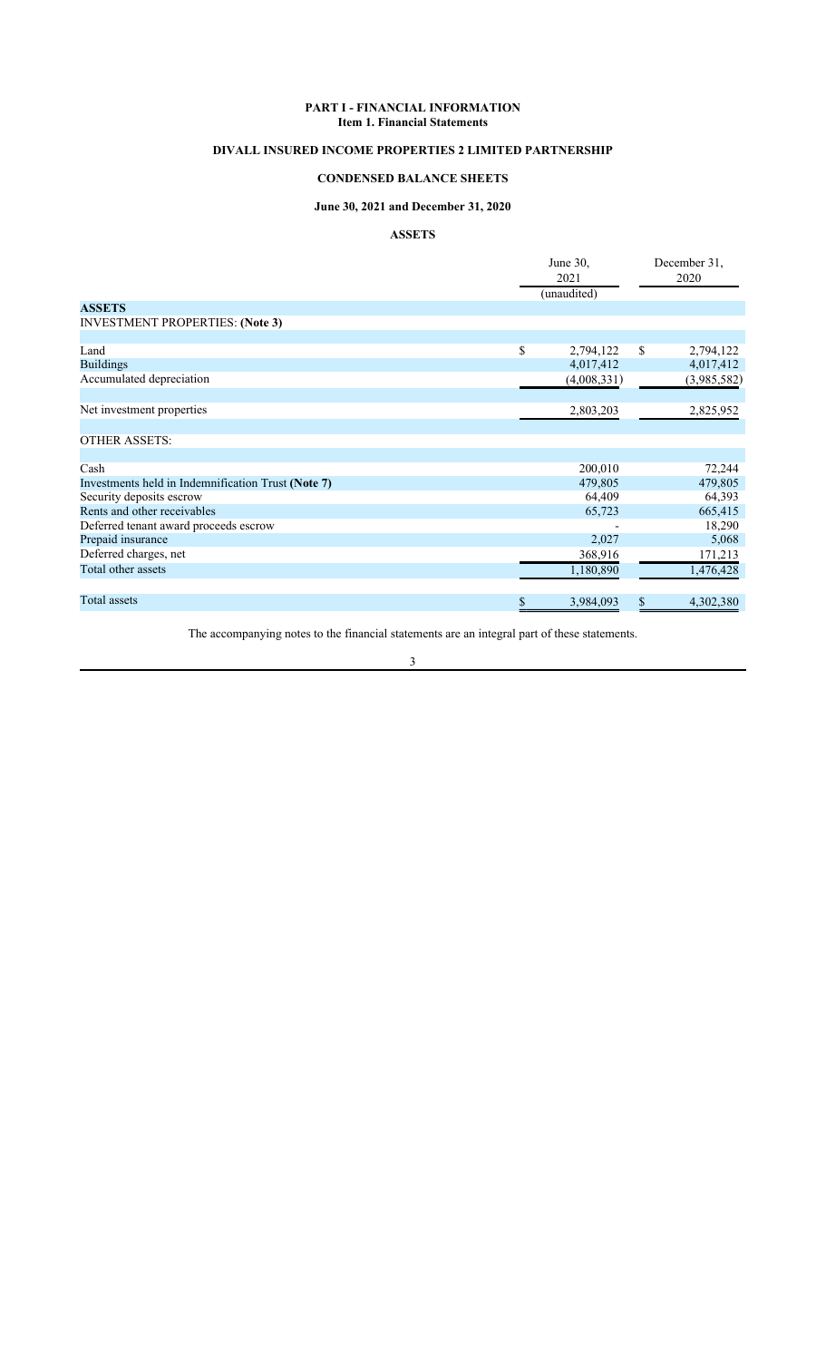**PART I - FINANCIAL INFORMATION**
**Item 1. Financial Statements**

## DIVALL INSURED INCOME PROPERTIES 2 LIMITED PARTNERSHIP

## CONDENSED BALANCE SHEETS

### June 30, 2021 and December 31, 2020

### ASSETS

| | June 30, 2021 (unaudited) | December 31, 2020 |
|---|---|---|
| **ASSETS** | | |
| INVESTMENT PROPERTIES: **(Note 3)** | | |
| Land | $ 2,794,122 | $ 2,794,122 |
| Buildings | 4,017,412 | 4,017,412 |
| Accumulated depreciation | (4,008,331) | (3,985,582) |
| Net investment properties | 2,803,203 | 2,825,952 |
| OTHER ASSETS: | | |
| Cash | 200,010 | 72,244 |
| Investments held in Indemnification Trust **(Note 7)** | 479,805 | 479,805 |
| Security deposits escrow | 64,409 | 64,393 |
| Rents and other receivables | 65,723 | 665,415 |
| Deferred tenant award proceeds escrow | - | 18,290 |
| Prepaid insurance | 2,027 | 5,068 |
| Deferred charges, net | 368,916 | 171,213 |
| Total other assets | 1,180,890 | 1,476,428 |
| Total assets | $ 3,984,093 | $ 4,302,380 |

The accompanying notes to the financial statements are an integral part of these statements.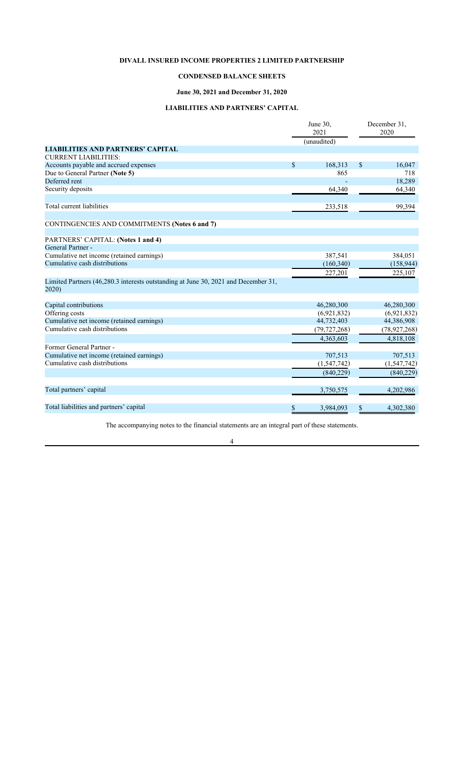# DIVALL INSURED INCOME PROPERTIES 2 LIMITED PARTNERSHIP

## CONDENSED BALANCE SHEETS

### June 30, 2021 and December 31, 2020

### LIABILITIES AND PARTNERS' CAPITAL

| | June 30, 2021 (unaudited) | December 31, 2020 |
|---|---|---|
| **LIABILITIES AND PARTNERS' CAPITAL** | | |
| CURRENT LIABILITIES: | | |
| Accounts payable and accrued expenses | $ 168,313 | $ 16,047 |
| Due to General Partner **(Note 5)** | 865 | 718 |
| Deferred rent | - | 18,289 |
| Security deposits | 64,340 | 64,340 |
| Total current liabilities | 233,518 | 99,394 |
| CONTINGENCIES AND COMMITMENTS **(Notes 6 and 7)** | | |
| PARTNERS' CAPITAL: **(Notes 1 and 4)** | | |
| General Partner - | | |
| Cumulative net income (retained earnings) | 387,541 | 384,051 |
| Cumulative cash distributions | (160,340) | (158,944) |
| | 227,201 | 225,107 |
| Limited Partners (46,280.3 interests outstanding at June 30, 2021 and December 31, 2020) | | |
| Capital contributions | 46,280,300 | 46,280,300 |
| Offering costs | (6,921,832) | (6,921,832) |
| Cumulative net income (retained earnings) | 44,732,403 | 44,386,908 |
| Cumulative cash distributions | (79,727,268) | (78,927,268) |
| | 4,363,603 | 4,818,108 |
| Former General Partner - | | |
| Cumulative net income (retained earnings) | 707,513 | 707,513 |
| Cumulative cash distributions | (1,547,742) | (1,547,742) |
| | (840,229) | (840,229) |
| Total partners' capital | 3,750,575 | 4,202,986 |
| Total liabilities and partners' capital | $ 3,984,093 | $ 4,302,380 |

The accompanying notes to the financial statements are an integral part of these statements.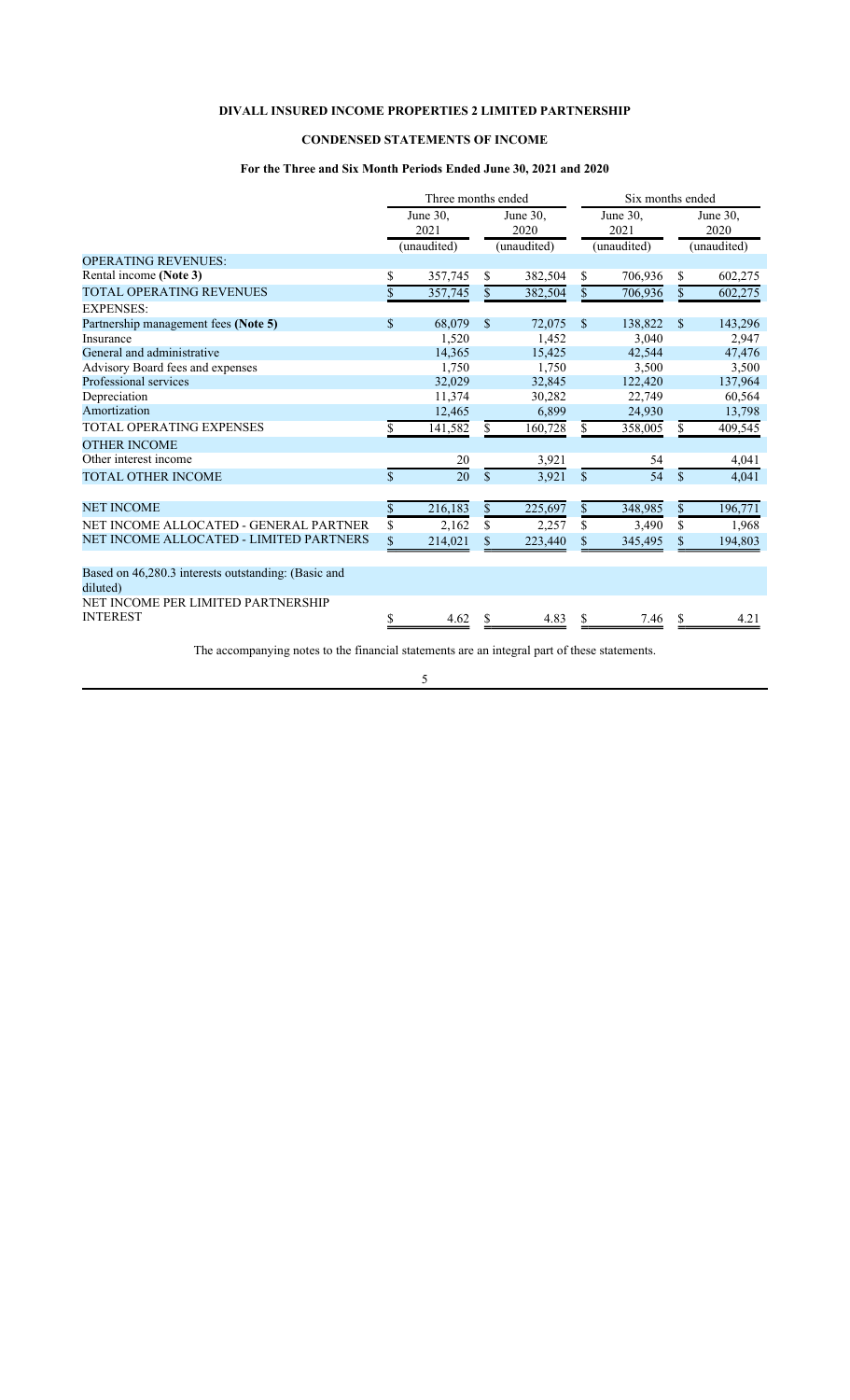# DIVALL INSURED INCOME PROPERTIES 2 LIMITED PARTNERSHIP

## CONDENSED STATEMENTS OF INCOME

### For the Three and Six Month Periods Ended June 30, 2021 and 2020

| | Three months ended | | Six months ended | |
|---|---|---|---|---|
| | June 30, 2021 | June 30, 2020 | June 30, 2021 | June 30, 2020 |
| | (unaudited) | (unaudited) | (unaudited) | (unaudited) |
| OPERATING REVENUES: | | | | |
| Rental income **(Note 3)** | $ 357,745 | $ 382,504 | $ 706,936 | $ 602,275 |
| TOTAL OPERATING REVENUES | $ 357,745 | $ 382,504 | $ 706,936 | $ 602,275 |
| EXPENSES: | | | | |
| Partnership management fees **(Note 5)** | $ 68,079 | $ 72,075 | $ 138,822 | $ 143,296 |
| Insurance | 1,520 | 1,452 | 3,040 | 2,947 |
| General and administrative | 14,365 | 15,425 | 42,544 | 47,476 |
| Advisory Board fees and expenses | 1,750 | 1,750 | 3,500 | 3,500 |
| Professional services | 32,029 | 32,845 | 122,420 | 137,964 |
| Depreciation | 11,374 | 30,282 | 22,749 | 60,564 |
| Amortization | 12,465 | 6,899 | 24,930 | 13,798 |
| TOTAL OPERATING EXPENSES | $ 141,582 | $ 160,728 | $ 358,005 | $ 409,545 |
| OTHER INCOME | | | | |
| Other interest income | 20 | 3,921 | 54 | 4,041 |
| TOTAL OTHER INCOME | $ 20 | $ 3,921 | $ 54 | $ 4,041 |
| NET INCOME | $ 216,183 | $ 225,697 | $ 348,985 | $ 196,771 |
| NET INCOME ALLOCATED - GENERAL PARTNER | $ 2,162 | $ 2,257 | $ 3,490 | $ 1,968 |
| NET INCOME ALLOCATED - LIMITED PARTNERS | $ 214,021 | $ 223,440 | $ 345,495 | $ 194,803 |
| Based on 46,280.3 interests outstanding: (Basic and diluted) | | | | |
| NET INCOME PER LIMITED PARTNERSHIP INTEREST | $ 4.62 | $ 4.83 | $ 7.46 | $ 4.21 |

The accompanying notes to the financial statements are an integral part of these statements.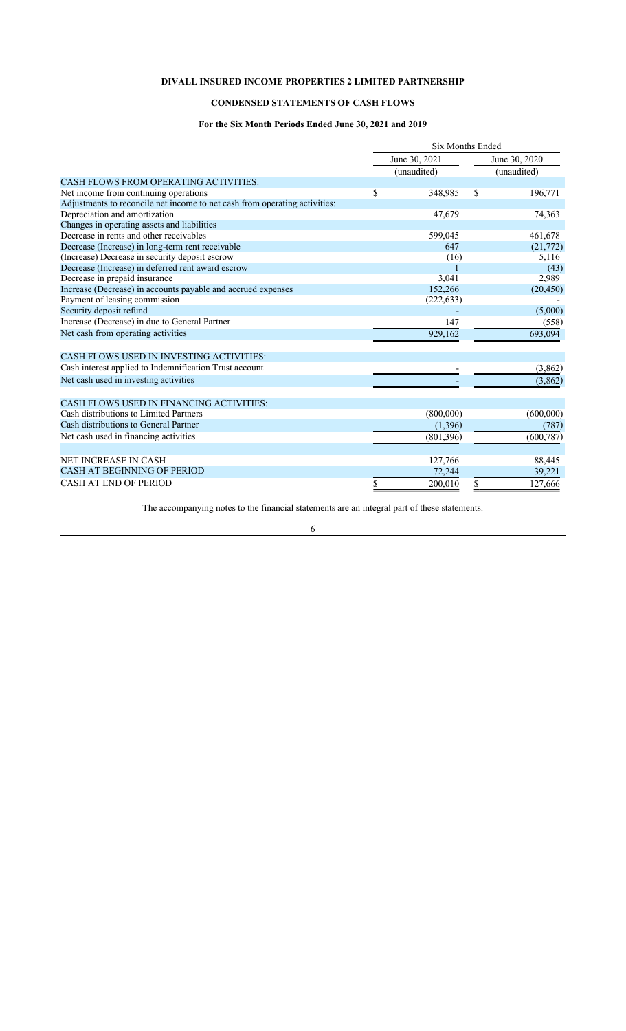**DIVALL INSURED INCOME PROPERTIES 2 LIMITED PARTNERSHIP**

**CONDENSED STATEMENTS OF CASH FLOWS**

**For the Six Month Periods Ended June 30, 2021 and 2019**

| | Six Months Ended | |
|---|---|---|
| | June 30, 2021 | June 30, 2020 |
| | (unaudited) | (unaudited) |
| CASH FLOWS FROM OPERATING ACTIVITIES: | | |
| Net income from continuing operations | $ 348,985 | $ 196,771 |
| Adjustments to reconcile net income to net cash from operating activities: | | |
| Depreciation and amortization | 47,679 | 74,363 |
| Changes in operating assets and liabilities | | |
| Decrease in rents and other receivables | 599,045 | 461,678 |
| Decrease (Increase) in long-term rent receivable | 647 | (21,772) |
| (Increase) Decrease in security deposit escrow | (16) | 5,116 |
| Decrease (Increase) in deferred rent award escrow | 1 | (43) |
| Decrease in prepaid insurance | 3,041 | 2,989 |
| Increase (Decrease) in accounts payable and accrued expenses | 152,266 | (20,450) |
| Payment of leasing commission | (222,633) | - |
| Security deposit refund | - | (5,000) |
| Increase (Decrease) in due to General Partner | 147 | (558) |
| Net cash from operating activities | 929,162 | 693,094 |
| | | |
| CASH FLOWS USED IN INVESTING ACTIVITIES: | | |
| Cash interest applied to Indemnification Trust account | - | (3,862) |
| Net cash used in investing activities | - | (3,862) |
| | | |
| CASH FLOWS USED IN FINANCING ACTIVITIES: | | |
| Cash distributions to Limited Partners | (800,000) | (600,000) |
| Cash distributions to General Partner | (1,396) | (787) |
| Net cash used in financing activities | (801,396) | (600,787) |
| | | |
| NET INCREASE IN CASH | 127,766 | 88,445 |
| CASH AT BEGINNING OF PERIOD | 72,244 | 39,221 |
| CASH AT END OF PERIOD | $ 200,010 | $ 127,666 |

The accompanying notes to the financial statements are an integral part of these statements.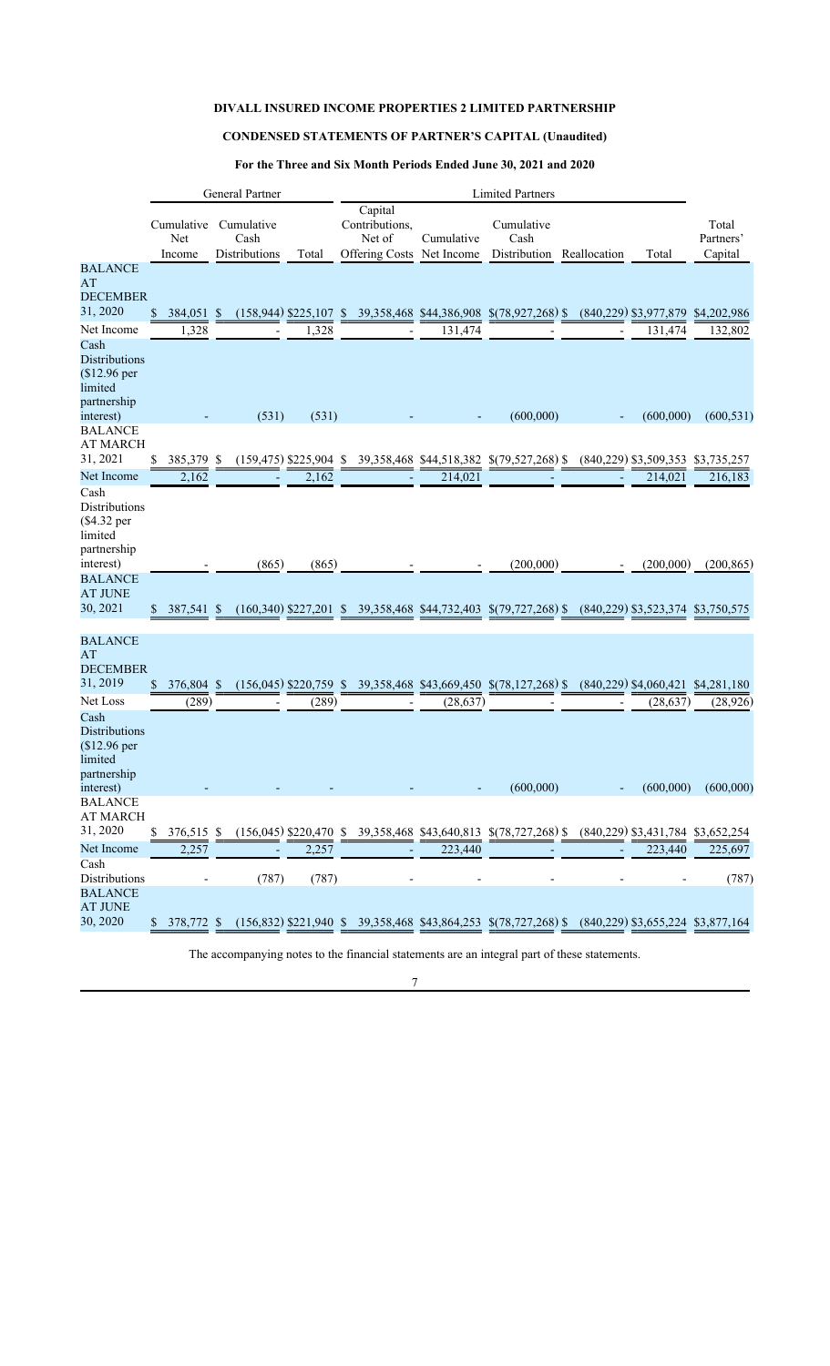**DIVALL INSURED INCOME PROPERTIES 2 LIMITED PARTNERSHIP**

**CONDENSED STATEMENTS OF PARTNER'S CAPITAL (Unaudited)**

**For the Three and Six Month Periods Ended June 30, 2021 and 2020**

| | General Partner | | | Limited Partners | | | | | |
|---|---|---|---|---|---|---|---|---|---|
| | Cumulative Net Income | Cumulative Cash Distributions | Total | Capital Contributions, Net of Offering Costs | Cumulative Net Income | Cumulative Cash Distribution | Reallocation | Total | Total Partners' Capital |
| BALANCE AT DECEMBER 31, 2020 | $ 384,051 | $ (158,944) | $225,107 | $ 39,358,468 | $44,386,908 | $(78,927,268) | $ (840,229) | $3,977,879 | $4,202,986 |
| Net Income | 1,328 | - | 1,328 | - | 131,474 | - | - | 131,474 | 132,802 |
| Cash Distributions ($12.96 per limited partnership interest) | - | (531) | (531) | - | - | (600,000) | - | (600,000) | (600,531) |
| BALANCE AT MARCH 31, 2021 | $ 385,379 | $ (159,475) | $225,904 | $ 39,358,468 | $44,518,382 | $(79,527,268) | $ (840,229) | $3,509,353 | $3,735,257 |
| Net Income | 2,162 | - | 2,162 | - | 214,021 | - | - | 214,021 | 216,183 |
| Cash Distributions ($4.32 per limited partnership interest) | - | (865) | (865) | - | - | (200,000) | - | (200,000) | (200,865) |
| BALANCE AT JUNE 30, 2021 | $ 387,541 | $ (160,340) | $227,201 | $ 39,358,468 | $44,732,403 | $(79,727,268) | $ (840,229) | $3,523,374 | $3,750,575 |
| | | | | | | | | | |
| BALANCE AT DECEMBER 31, 2019 | $ 376,804 | $ (156,045) | $220,759 | $ 39,358,468 | $43,669,450 | $(78,127,268) | $ (840,229) | $4,060,421 | $4,281,180 |
| Net Loss | (289) | - | (289) | - | (28,637) | - | - | (28,637) | (28,926) |
| Cash Distributions ($12.96 per limited partnership interest) | - | - | - | - | - | (600,000) | - | (600,000) | (600,000) |
| BALANCE AT MARCH 31, 2020 | $ 376,515 | $ (156,045) | $220,470 | $ 39,358,468 | $43,640,813 | $(78,727,268) | $ (840,229) | $3,431,784 | $3,652,254 |
| Net Income | 2,257 | - | 2,257 | - | 223,440 | - | - | 223,440 | 225,697 |
| Cash Distributions | - | (787) | (787) | - | - | - | - | - | (787) |
| BALANCE AT JUNE 30, 2020 | $ 378,772 | $ (156,832) | $221,940 | $ 39,358,468 | $43,864,253 | $(78,727,268) | $ (840,229) | $3,655,224 | $3,877,164 |

The accompanying notes to the financial statements are an integral part of these statements.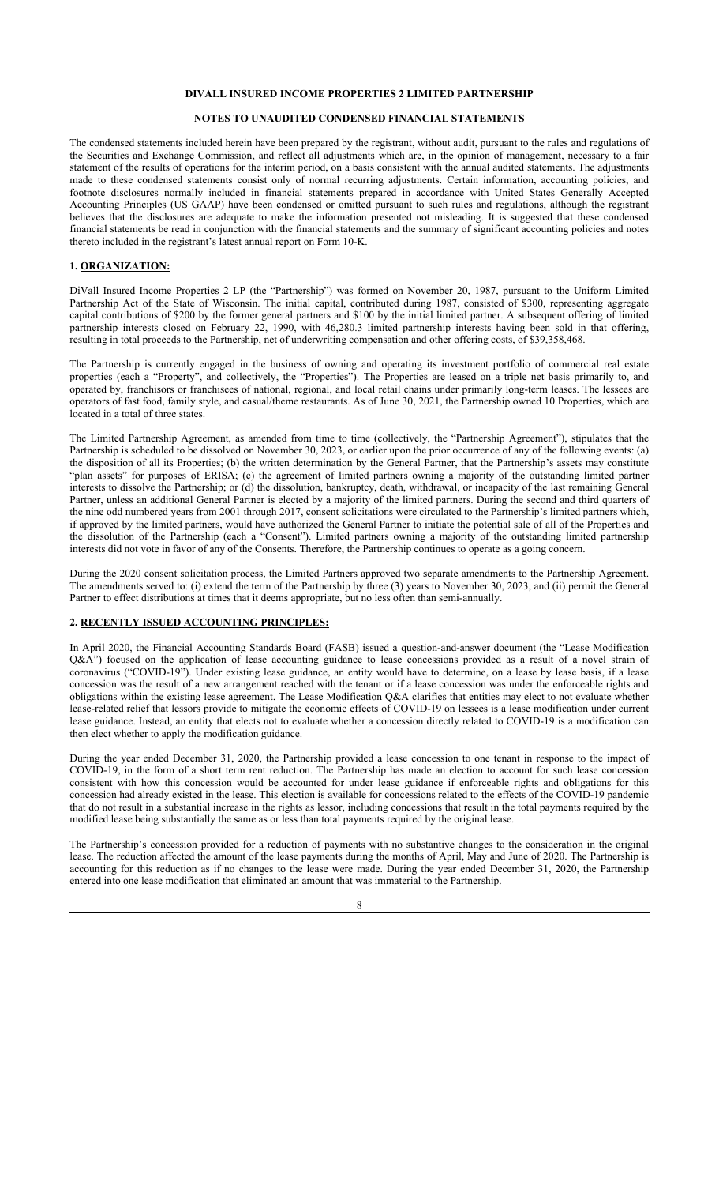# DIVALL INSURED INCOME PROPERTIES 2 LIMITED PARTNERSHIP

## NOTES TO UNAUDITED CONDENSED FINANCIAL STATEMENTS

The condensed statements included herein have been prepared by the registrant, without audit, pursuant to the rules and regulations of the Securities and Exchange Commission, and reflect all adjustments which are, in the opinion of management, necessary to a fair statement of the results of operations for the interim period, on a basis consistent with the annual audited statements. The adjustments made to these condensed statements consist only of normal recurring adjustments. Certain information, accounting policies, and footnote disclosures normally included in financial statements prepared in accordance with United States Generally Accepted Accounting Principles (US GAAP) have been condensed or omitted pursuant to such rules and regulations, although the registrant believes that the disclosures are adequate to make the information presented not misleading. It is suggested that these condensed financial statements be read in conjunction with the financial statements and the summary of significant accounting policies and notes thereto included in the registrant's latest annual report on Form 10-K.

### 1. ORGANIZATION:

DiVall Insured Income Properties 2 LP (the "Partnership") was formed on November 20, 1987, pursuant to the Uniform Limited Partnership Act of the State of Wisconsin. The initial capital, contributed during 1987, consisted of $300, representing aggregate capital contributions of $200 by the former general partners and $100 by the initial limited partner. A subsequent offering of limited partnership interests closed on February 22, 1990, with 46,280.3 limited partnership interests having been sold in that offering, resulting in total proceeds to the Partnership, net of underwriting compensation and other offering costs, of $39,358,468.

The Partnership is currently engaged in the business of owning and operating its investment portfolio of commercial real estate properties (each a "Property", and collectively, the "Properties"). The Properties are leased on a triple net basis primarily to, and operated by, franchisors or franchisees of national, regional, and local retail chains under primarily long-term leases. The lessees are operators of fast food, family style, and casual/theme restaurants. As of June 30, 2021, the Partnership owned 10 Properties, which are located in a total of three states.

The Limited Partnership Agreement, as amended from time to time (collectively, the "Partnership Agreement"), stipulates that the Partnership is scheduled to be dissolved on November 30, 2023, or earlier upon the prior occurrence of any of the following events: (a) the disposition of all its Properties; (b) the written determination by the General Partner, that the Partnership's assets may constitute "plan assets" for purposes of ERISA; (c) the agreement of limited partners owning a majority of the outstanding limited partner interests to dissolve the Partnership; or (d) the dissolution, bankruptcy, death, withdrawal, or incapacity of the last remaining General Partner, unless an additional General Partner is elected by a majority of the limited partners. During the second and third quarters of the nine odd numbered years from 2001 through 2017, consent solicitations were circulated to the Partnership's limited partners which, if approved by the limited partners, would have authorized the General Partner to initiate the potential sale of all of the Properties and the dissolution of the Partnership (each a "Consent"). Limited partners owning a majority of the outstanding limited partnership interests did not vote in favor of any of the Consents. Therefore, the Partnership continues to operate as a going concern.

During the 2020 consent solicitation process, the Limited Partners approved two separate amendments to the Partnership Agreement. The amendments served to: (i) extend the term of the Partnership by three (3) years to November 30, 2023, and (ii) permit the General Partner to effect distributions at times that it deems appropriate, but no less often than semi-annually.

### 2. RECENTLY ISSUED ACCOUNTING PRINCIPLES:

In April 2020, the Financial Accounting Standards Board (FASB) issued a question-and-answer document (the "Lease Modification Q&A") focused on the application of lease accounting guidance to lease concessions provided as a result of a novel strain of coronavirus ("COVID-19"). Under existing lease guidance, an entity would have to determine, on a lease by lease basis, if a lease concession was the result of a new arrangement reached with the tenant or if a lease concession was under the enforceable rights and obligations within the existing lease agreement. The Lease Modification Q&A clarifies that entities may elect to not evaluate whether lease-related relief that lessors provide to mitigate the economic effects of COVID-19 on lessees is a lease modification under current lease guidance. Instead, an entity that elects not to evaluate whether a concession directly related to COVID-19 is a modification can then elect whether to apply the modification guidance.

During the year ended December 31, 2020, the Partnership provided a lease concession to one tenant in response to the impact of COVID-19, in the form of a short term rent reduction. The Partnership has made an election to account for such lease concession consistent with how this concession would be accounted for under lease guidance if enforceable rights and obligations for this concession had already existed in the lease. This election is available for concessions related to the effects of the COVID-19 pandemic that do not result in a substantial increase in the rights as lessor, including concessions that result in the total payments required by the modified lease being substantially the same as or less than total payments required by the original lease.

The Partnership's concession provided for a reduction of payments with no substantive changes to the consideration in the original lease. The reduction affected the amount of the lease payments during the months of April, May and June of 2020. The Partnership is accounting for this reduction as if no changes to the lease were made. During the year ended December 31, 2020, the Partnership entered into one lease modification that eliminated an amount that was immaterial to the Partnership.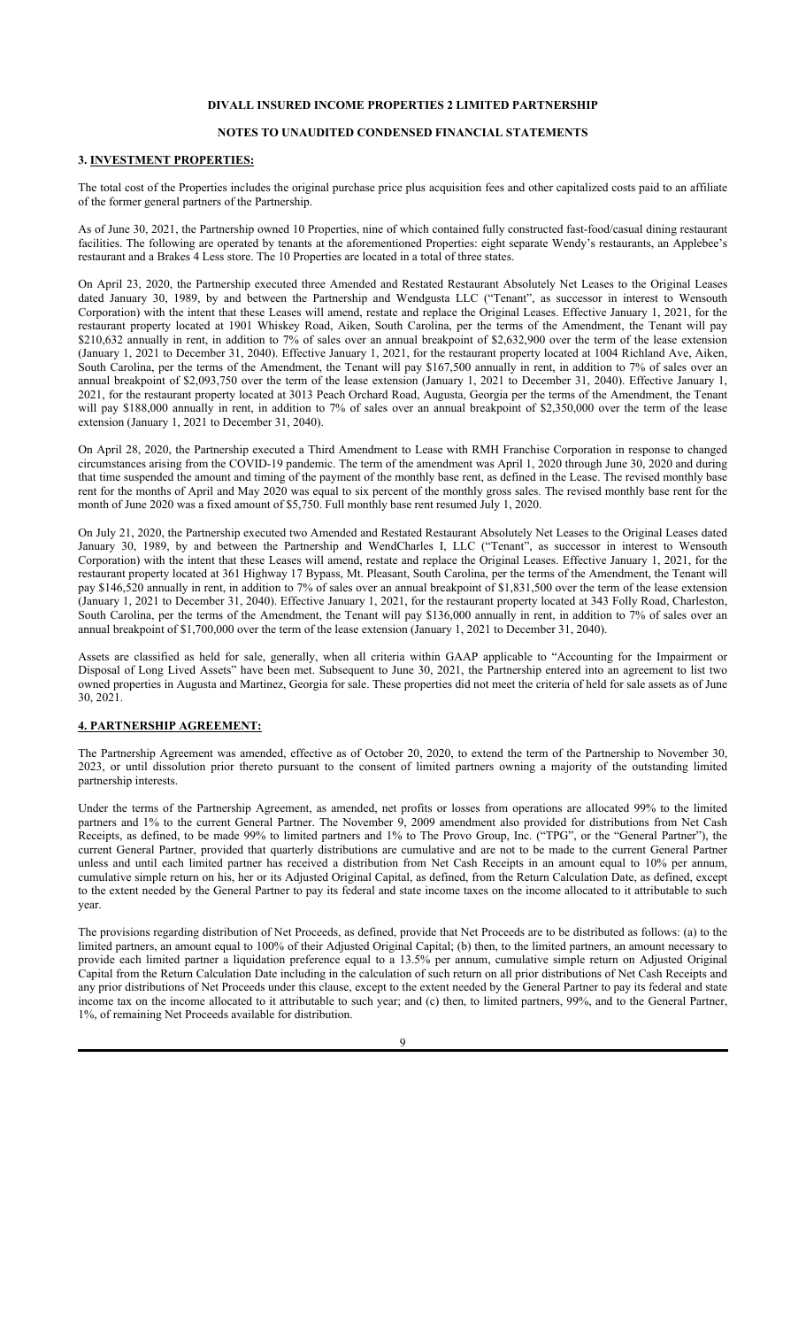**DIVALL INSURED INCOME PROPERTIES 2 LIMITED PARTNERSHIP**

**NOTES TO UNAUDITED CONDENSED FINANCIAL STATEMENTS**

## 3. INVESTMENT PROPERTIES:

The total cost of the Properties includes the original purchase price plus acquisition fees and other capitalized costs paid to an affiliate of the former general partners of the Partnership.

As of June 30, 2021, the Partnership owned 10 Properties, nine of which contained fully constructed fast-food/casual dining restaurant facilities. The following are operated by tenants at the aforementioned Properties: eight separate Wendy's restaurants, an Applebee's restaurant and a Brakes 4 Less store. The 10 Properties are located in a total of three states.

On April 23, 2020, the Partnership executed three Amended and Restated Restaurant Absolutely Net Leases to the Original Leases dated January 30, 1989, by and between the Partnership and Wendgusta LLC ("Tenant", as successor in interest to Wensouth Corporation) with the intent that these Leases will amend, restate and replace the Original Leases. Effective January 1, 2021, for the restaurant property located at 1901 Whiskey Road, Aiken, South Carolina, per the terms of the Amendment, the Tenant will pay $210,632 annually in rent, in addition to 7% of sales over an annual breakpoint of $2,632,900 over the term of the lease extension (January 1, 2021 to December 31, 2040). Effective January 1, 2021, for the restaurant property located at 1004 Richland Ave, Aiken, South Carolina, per the terms of the Amendment, the Tenant will pay $167,500 annually in rent, in addition to 7% of sales over an annual breakpoint of $2,093,750 over the term of the lease extension (January 1, 2021 to December 31, 2040). Effective January 1, 2021, for the restaurant property located at 3013 Peach Orchard Road, Augusta, Georgia per the terms of the Amendment, the Tenant will pay $188,000 annually in rent, in addition to 7% of sales over an annual breakpoint of $2,350,000 over the term of the lease extension (January 1, 2021 to December 31, 2040).

On April 28, 2020, the Partnership executed a Third Amendment to Lease with RMH Franchise Corporation in response to changed circumstances arising from the COVID-19 pandemic. The term of the amendment was April 1, 2020 through June 30, 2020 and during that time suspended the amount and timing of the payment of the monthly base rent, as defined in the Lease. The revised monthly base rent for the months of April and May 2020 was equal to six percent of the monthly gross sales. The revised monthly base rent for the month of June 2020 was a fixed amount of $5,750. Full monthly base rent resumed July 1, 2020.

On July 21, 2020, the Partnership executed two Amended and Restated Restaurant Absolutely Net Leases to the Original Leases dated January 30, 1989, by and between the Partnership and WendCharles I, LLC ("Tenant", as successor in interest to Wensouth Corporation) with the intent that these Leases will amend, restate and replace the Original Leases. Effective January 1, 2021, for the restaurant property located at 361 Highway 17 Bypass, Mt. Pleasant, South Carolina, per the terms of the Amendment, the Tenant will pay $146,520 annually in rent, in addition to 7% of sales over an annual breakpoint of $1,831,500 over the term of the lease extension (January 1, 2021 to December 31, 2040). Effective January 1, 2021, for the restaurant property located at 343 Folly Road, Charleston, South Carolina, per the terms of the Amendment, the Tenant will pay $136,000 annually in rent, in addition to 7% of sales over an annual breakpoint of $1,700,000 over the term of the lease extension (January 1, 2021 to December 31, 2040).

Assets are classified as held for sale, generally, when all criteria within GAAP applicable to "Accounting for the Impairment or Disposal of Long Lived Assets" have been met. Subsequent to June 30, 2021, the Partnership entered into an agreement to list two owned properties in Augusta and Martinez, Georgia for sale. These properties did not meet the criteria of held for sale assets as of June 30, 2021.

## 4. PARTNERSHIP AGREEMENT:

The Partnership Agreement was amended, effective as of October 20, 2020, to extend the term of the Partnership to November 30, 2023, or until dissolution prior thereto pursuant to the consent of limited partners owning a majority of the outstanding limited partnership interests.

Under the terms of the Partnership Agreement, as amended, net profits or losses from operations are allocated 99% to the limited partners and 1% to the current General Partner. The November 9, 2009 amendment also provided for distributions from Net Cash Receipts, as defined, to be made 99% to limited partners and 1% to The Provo Group, Inc. ("TPG", or the "General Partner"), the current General Partner, provided that quarterly distributions are cumulative and are not to be made to the current General Partner unless and until each limited partner has received a distribution from Net Cash Receipts in an amount equal to 10% per annum, cumulative simple return on his, her or its Adjusted Original Capital, as defined, from the Return Calculation Date, as defined, except to the extent needed by the General Partner to pay its federal and state income taxes on the income allocated to it attributable to such year.

The provisions regarding distribution of Net Proceeds, as defined, provide that Net Proceeds are to be distributed as follows: (a) to the limited partners, an amount equal to 100% of their Adjusted Original Capital; (b) then, to the limited partners, an amount necessary to provide each limited partner a liquidation preference equal to a 13.5% per annum, cumulative simple return on Adjusted Original Capital from the Return Calculation Date including in the calculation of such return on all prior distributions of Net Cash Receipts and any prior distributions of Net Proceeds under this clause, except to the extent needed by the General Partner to pay its federal and state income tax on the income allocated to it attributable to such year; and (c) then, to limited partners, 99%, and to the General Partner, 1%, of remaining Net Proceeds available for distribution.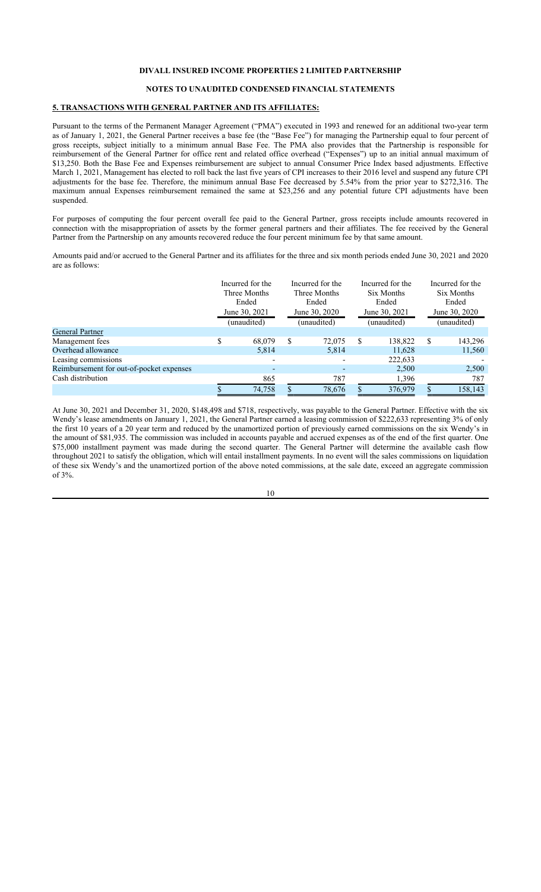**DIVALL INSURED INCOME PROPERTIES 2 LIMITED PARTNERSHIP**

**NOTES TO UNAUDITED CONDENSED FINANCIAL STATEMENTS**

**5. TRANSACTIONS WITH GENERAL PARTNER AND ITS AFFILIATES:**

Pursuant to the terms of the Permanent Manager Agreement ("PMA") executed in 1993 and renewed for an additional two-year term as of January 1, 2021, the General Partner receives a base fee (the "Base Fee") for managing the Partnership equal to four percent of gross receipts, subject initially to a minimum annual Base Fee. The PMA also provides that the Partnership is responsible for reimbursement of the General Partner for office rent and related office overhead ("Expenses") up to an initial annual maximum of $13,250. Both the Base Fee and Expenses reimbursement are subject to annual Consumer Price Index based adjustments. Effective March 1, 2021, Management has elected to roll back the last five years of CPI increases to their 2016 level and suspend any future CPI adjustments for the base fee. Therefore, the minimum annual Base Fee decreased by 5.54% from the prior year to $272,316. The maximum annual Expenses reimbursement remained the same at $23,256 and any potential future CPI adjustments have been suspended.

For purposes of computing the four percent overall fee paid to the General Partner, gross receipts include amounts recovered in connection with the misappropriation of assets by the former general partners and their affiliates. The fee received by the General Partner from the Partnership on any amounts recovered reduce the four percent minimum fee by that same amount.

Amounts paid and/or accrued to the General Partner and its affiliates for the three and six month periods ended June 30, 2021 and 2020 are as follows:

| | Incurred for the Three Months Ended June 30, 2021 (unaudited) | Incurred for the Three Months Ended June 30, 2020 (unaudited) | Incurred for the Six Months Ended June 30, 2021 (unaudited) | Incurred for the Six Months Ended June 30, 2020 (unaudited) |
|---|---|---|---|---|
| General Partner | | | | |
| Management fees | $ 68,079 | $ 72,075 | $ 138,822 | $ 143,296 |
| Overhead allowance | 5,814 | 5,814 | 11,628 | 11,560 |
| Leasing commissions | - | - | 222,633 | - |
| Reimbursement for out-of-pocket expenses | - | - | 2,500 | 2,500 |
| Cash distribution | 865 | 787 | 1,396 | 787 |
| | $ 74,758 | $ 78,676 | $ 376,979 | $ 158,143 |

At June 30, 2021 and December 31, 2020, $148,498 and $718, respectively, was payable to the General Partner. Effective with the six Wendy's lease amendments on January 1, 2021, the General Partner earned a leasing commission of $222,633 representing 3% of only the first 10 years of a 20 year term and reduced by the unamortized portion of previously earned commissions on the six Wendy's in the amount of $81,935. The commission was included in accounts payable and accrued expenses as of the end of the first quarter. One $75,000 installment payment was made during the second quarter. The General Partner will determine the available cash flow throughout 2021 to satisfy the obligation, which will entail installment payments. In no event will the sales commissions on liquidation of these six Wendy's and the unamortized portion of the above noted commissions, at the sale date, exceed an aggregate commission of 3%.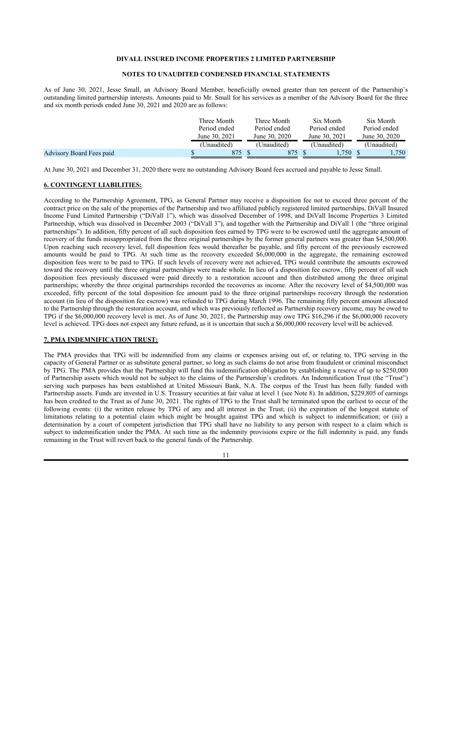**DIVALL INSURED INCOME PROPERTIES 2 LIMITED PARTNERSHIP**

**NOTES TO UNAUDITED CONDENSED FINANCIAL STATEMENTS**

As of June 30, 2021, Jesse Small, an Advisory Board Member, beneficially owned greater than ten percent of the Partnership's outstanding limited partnership interests. Amounts paid to Mr. Small for his services as a member of the Advisory Board for the three and six month periods ended June 30, 2021 and 2020 are as follows:

| | Three Month Period ended June 30, 2021 (Unaudited) | Three Month Period ended June 30, 2020 (Unaudited) | Six Month Period ended June 30, 2021 (Unaudited) | Six Month Period ended June 30, 2020 (Unaudited) |
|---|---|---|---|---|
| Advisory Board Fees paid | $ 875 | $ 875 | $ 1,750 | $ 1,750 |

At June 30, 2021 and December 31, 2020 there were no outstanding Advisory Board fees accrued and payable to Jesse Small.

## 6. CONTINGENT LIABILITIES:

According to the Partnership Agreement, TPG, as General Partner may receive a disposition fee not to exceed three percent of the contract price on the sale of the properties of the Partnership and two affiliated publicly registered limited partnerships, DiVall Insured Income Fund Limited Partnership ("DiVall 1"), which was dissolved December of 1998, and DiVall Income Properties 3 Limited Partnership, which was dissolved in December 2003 ("DiVall 3"), and together with the Partnership and DiVall 1 (the "three original partnerships"). In addition, fifty percent of all such disposition fees earned by TPG were to be escrowed until the aggregate amount of recovery of the funds misappropriated from the three original partnerships by the former general partners was greater than $4,500,000. Upon reaching such recovery level, full disposition fees would thereafter be payable, and fifty percent of the previously escrowed amounts would be paid to TPG. At such time as the recovery exceeded $6,000,000 in the aggregate, the remaining escrowed disposition fees were to be paid to TPG. If such levels of recovery were not achieved, TPG would contribute the amounts escrowed toward the recovery until the three original partnerships were made whole. In lieu of a disposition fee escrow, fifty percent of all such disposition fees previously discussed were paid directly to a restoration account and then distributed among the three original partnerships; whereby the three original partnerships recorded the recoveries as income. After the recovery level of $4,500,000 was exceeded, fifty percent of the total disposition fee amount paid to the three original partnerships recovery through the restoration account (in lieu of the disposition fee escrow) was refunded to TPG during March 1996. The remaining fifty percent amount allocated to the Partnership through the restoration account, and which was previously reflected as Partnership recovery income, may be owed to TPG if the $6,000,000 recovery level is met. As of June 30, 2021, the Partnership may owe TPG $16,296 if the $6,000,000 recovery level is achieved. TPG does not expect any future refund, as it is uncertain that such a $6,000,000 recovery level will be achieved.

## 7. PMA INDEMNIFICATION TRUST:

The PMA provides that TPG will be indemnified from any claims or expenses arising out of, or relating to, TPG serving in the capacity of General Partner or as substitute general partner, so long as such claims do not arise from fraudulent or criminal misconduct by TPG. The PMA provides that the Partnership will fund this indemnification obligation by establishing a reserve of up to $250,000 of Partnership assets which would not be subject to the claims of the Partnership's creditors. An Indemnification Trust (the "Trust") serving such purposes has been established at United Missouri Bank, N.A. The corpus of the Trust has been fully funded with Partnership assets. Funds are invested in U.S. Treasury securities at fair value at level 1 (see Note 8). In addition, $229,805 of earnings has been credited to the Trust as of June 30, 2021. The rights of TPG to the Trust shall be terminated upon the earliest to occur of the following events: (i) the written release by TPG of any and all interest in the Trust; (ii) the expiration of the longest statute of limitations relating to a potential claim which might be brought against TPG and which is subject to indemnification; or (iii) a determination by a court of competent jurisdiction that TPG shall have no liability to any person with respect to a claim which is subject to indemnification under the PMA. At such time as the indemnity provisions expire or the full indemnity is paid, any funds remaining in the Trust will revert back to the general funds of the Partnership.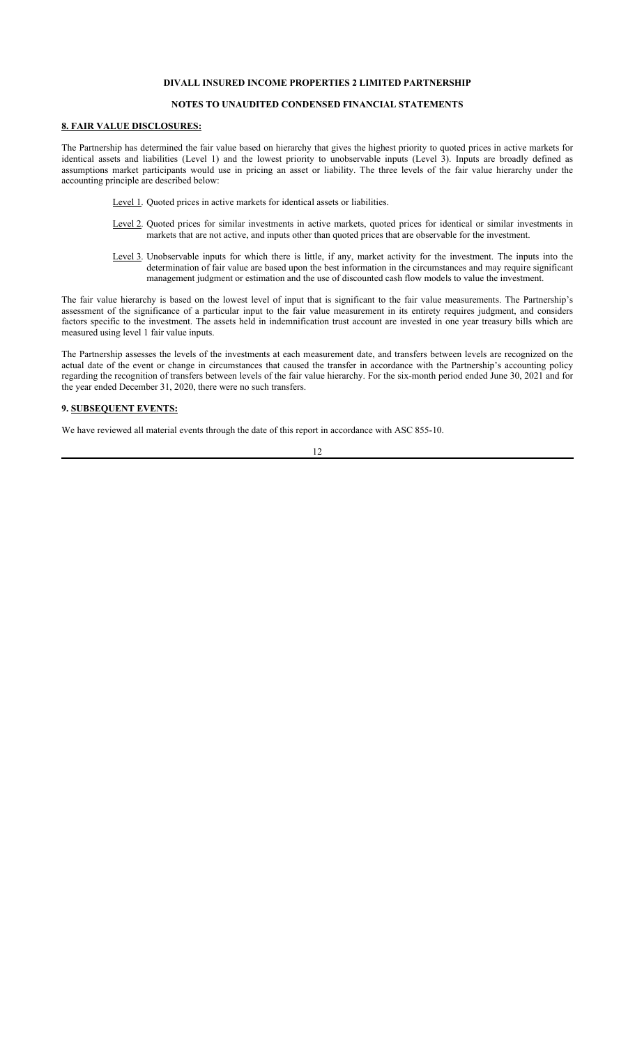**DIVALL INSURED INCOME PROPERTIES 2 LIMITED PARTNERSHIP**

**NOTES TO UNAUDITED CONDENSED FINANCIAL STATEMENTS**

**8. FAIR VALUE DISCLOSURES:**

The Partnership has determined the fair value based on hierarchy that gives the highest priority to quoted prices in active markets for identical assets and liabilities (Level 1) and the lowest priority to unobservable inputs (Level 3). Inputs are broadly defined as assumptions market participants would use in pricing an asset or liability. The three levels of the fair value hierarchy under the accounting principle are described below:

Level 1. Quoted prices in active markets for identical assets or liabilities.

Level 2. Quoted prices for similar investments in active markets, quoted prices for identical or similar investments in markets that are not active, and inputs other than quoted prices that are observable for the investment.

Level 3. Unobservable inputs for which there is little, if any, market activity for the investment. The inputs into the determination of fair value are based upon the best information in the circumstances and may require significant management judgment or estimation and the use of discounted cash flow models to value the investment.

The fair value hierarchy is based on the lowest level of input that is significant to the fair value measurements. The Partnership's assessment of the significance of a particular input to the fair value measurement in its entirety requires judgment, and considers factors specific to the investment. The assets held in indemnification trust account are invested in one year treasury bills which are measured using level 1 fair value inputs.

The Partnership assesses the levels of the investments at each measurement date, and transfers between levels are recognized on the actual date of the event or change in circumstances that caused the transfer in accordance with the Partnership's accounting policy regarding the recognition of transfers between levels of the fair value hierarchy. For the six-month period ended June 30, 2021 and for the year ended December 31, 2020, there were no such transfers.

**9. SUBSEQUENT EVENTS:**

We have reviewed all material events through the date of this report in accordance with ASC 855-10.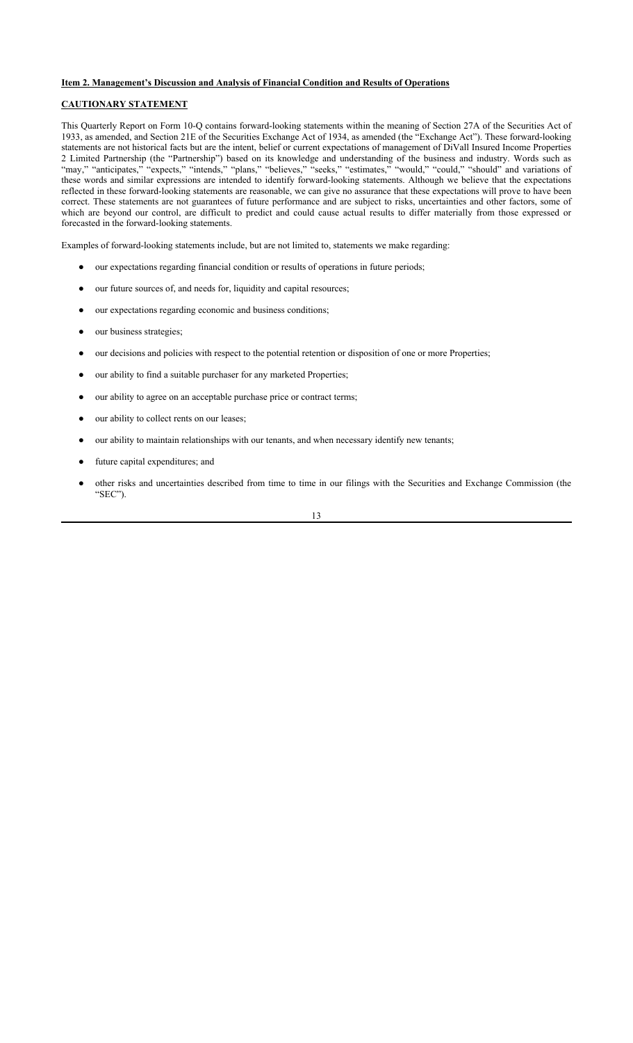**Item 2. Management's Discussion and Analysis of Financial Condition and Results of Operations**

**CAUTIONARY STATEMENT**

This Quarterly Report on Form 10-Q contains forward-looking statements within the meaning of Section 27A of the Securities Act of 1933, as amended, and Section 21E of the Securities Exchange Act of 1934, as amended (the "Exchange Act"). These forward-looking statements are not historical facts but are the intent, belief or current expectations of management of DiVall Insured Income Properties 2 Limited Partnership (the "Partnership") based on its knowledge and understanding of the business and industry. Words such as "may," "anticipates," "expects," "intends," "plans," "believes," "seeks," "estimates," "would," "could," "should" and variations of these words and similar expressions are intended to identify forward-looking statements. Although we believe that the expectations reflected in these forward-looking statements are reasonable, we can give no assurance that these expectations will prove to have been correct. These statements are not guarantees of future performance and are subject to risks, uncertainties and other factors, some of which are beyond our control, are difficult to predict and could cause actual results to differ materially from those expressed or forecasted in the forward-looking statements.

Examples of forward-looking statements include, but are not limited to, statements we make regarding:

- our expectations regarding financial condition or results of operations in future periods;
- our future sources of, and needs for, liquidity and capital resources;
- our expectations regarding economic and business conditions;
- our business strategies;
- our decisions and policies with respect to the potential retention or disposition of one or more Properties;
- our ability to find a suitable purchaser for any marketed Properties;
- our ability to agree on an acceptable purchase price or contract terms;
- our ability to collect rents on our leases;
- our ability to maintain relationships with our tenants, and when necessary identify new tenants;
- future capital expenditures; and
- other risks and uncertainties described from time to time in our filings with the Securities and Exchange Commission (the "SEC").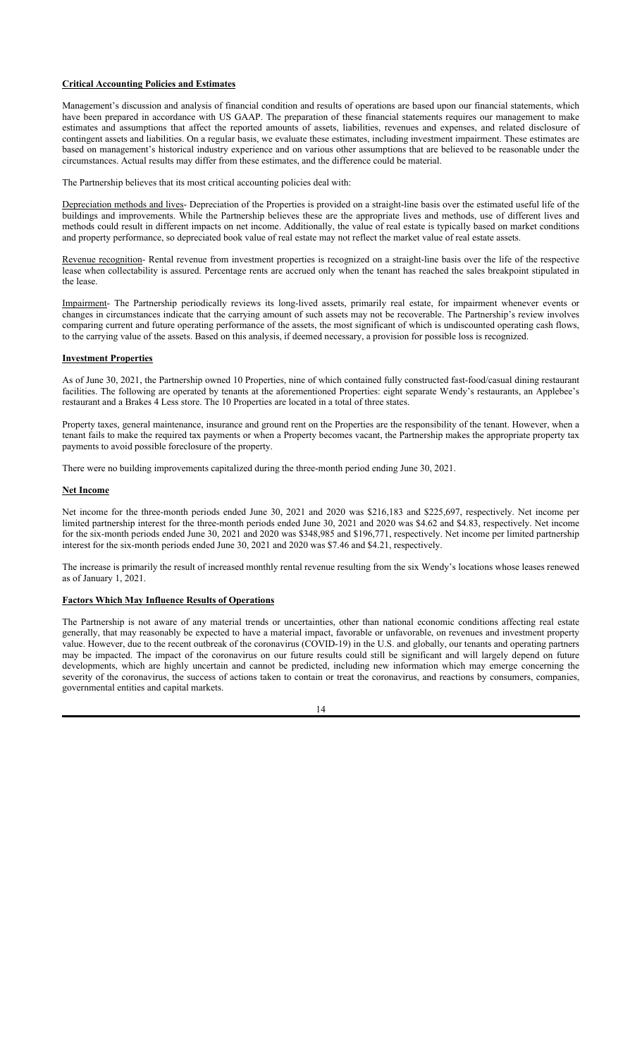**Critical Accounting Policies and Estimates**

Management's discussion and analysis of financial condition and results of operations are based upon our financial statements, which have been prepared in accordance with US GAAP. The preparation of these financial statements requires our management to make estimates and assumptions that affect the reported amounts of assets, liabilities, revenues and expenses, and related disclosure of contingent assets and liabilities. On a regular basis, we evaluate these estimates, including investment impairment. These estimates are based on management's historical industry experience and on various other assumptions that are believed to be reasonable under the circumstances. Actual results may differ from these estimates, and the difference could be material.

The Partnership believes that its most critical accounting policies deal with:

Depreciation methods and lives- Depreciation of the Properties is provided on a straight-line basis over the estimated useful life of the buildings and improvements. While the Partnership believes these are the appropriate lives and methods, use of different lives and methods could result in different impacts on net income. Additionally, the value of real estate is typically based on market conditions and property performance, so depreciated book value of real estate may not reflect the market value of real estate assets.

Revenue recognition- Rental revenue from investment properties is recognized on a straight-line basis over the life of the respective lease when collectability is assured. Percentage rents are accrued only when the tenant has reached the sales breakpoint stipulated in the lease.

Impairment- The Partnership periodically reviews its long-lived assets, primarily real estate, for impairment whenever events or changes in circumstances indicate that the carrying amount of such assets may not be recoverable. The Partnership's review involves comparing current and future operating performance of the assets, the most significant of which is undiscounted operating cash flows, to the carrying value of the assets. Based on this analysis, if deemed necessary, a provision for possible loss is recognized.

**Investment Properties**

As of June 30, 2021, the Partnership owned 10 Properties, nine of which contained fully constructed fast-food/casual dining restaurant facilities. The following are operated by tenants at the aforementioned Properties: eight separate Wendy's restaurants, an Applebee's restaurant and a Brakes 4 Less store. The 10 Properties are located in a total of three states.

Property taxes, general maintenance, insurance and ground rent on the Properties are the responsibility of the tenant. However, when a tenant fails to make the required tax payments or when a Property becomes vacant, the Partnership makes the appropriate property tax payments to avoid possible foreclosure of the property.

There were no building improvements capitalized during the three-month period ending June 30, 2021.

**Net Income**

Net income for the three-month periods ended June 30, 2021 and 2020 was $216,183 and $225,697, respectively. Net income per limited partnership interest for the three-month periods ended June 30, 2021 and 2020 was $4.62 and $4.83, respectively. Net income for the six-month periods ended June 30, 2021 and 2020 was $348,985 and $196,771, respectively. Net income per limited partnership interest for the six-month periods ended June 30, 2021 and 2020 was $7.46 and $4.21, respectively.

The increase is primarily the result of increased monthly rental revenue resulting from the six Wendy's locations whose leases renewed as of January 1, 2021.

**Factors Which May Influence Results of Operations**

The Partnership is not aware of any material trends or uncertainties, other than national economic conditions affecting real estate generally, that may reasonably be expected to have a material impact, favorable or unfavorable, on revenues and investment property value. However, due to the recent outbreak of the coronavirus (COVID-19) in the U.S. and globally, our tenants and operating partners may be impacted. The impact of the coronavirus on our future results could still be significant and will largely depend on future developments, which are highly uncertain and cannot be predicted, including new information which may emerge concerning the severity of the coronavirus, the success of actions taken to contain or treat the coronavirus, and reactions by consumers, companies, governmental entities and capital markets.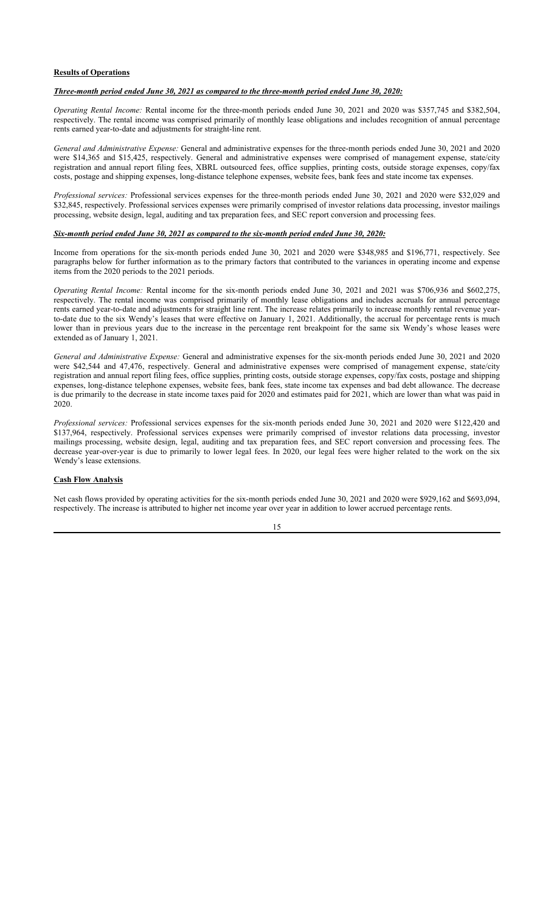**Results of Operations**

***Three-month period ended June 30, 2021 as compared to the three-month period ended June 30, 2020:***

*Operating Rental Income:* Rental income for the three-month periods ended June 30, 2021 and 2020 was $357,745 and $382,504, respectively. The rental income was comprised primarily of monthly lease obligations and includes recognition of annual percentage rents earned year-to-date and adjustments for straight-line rent.

*General and Administrative Expense:* General and administrative expenses for the three-month periods ended June 30, 2021 and 2020 were $14,365 and $15,425, respectively. General and administrative expenses were comprised of management expense, state/city registration and annual report filing fees, XBRL outsourced fees, office supplies, printing costs, outside storage expenses, copy/fax costs, postage and shipping expenses, long-distance telephone expenses, website fees, bank fees and state income tax expenses.

*Professional services:* Professional services expenses for the three-month periods ended June 30, 2021 and 2020 were $32,029 and $32,845, respectively. Professional services expenses were primarily comprised of investor relations data processing, investor mailings processing, website design, legal, auditing and tax preparation fees, and SEC report conversion and processing fees.

***Six-month period ended June 30, 2021 as compared to the six-month period ended June 30, 2020:***

Income from operations for the six-month periods ended June 30, 2021 and 2020 were $348,985 and $196,771, respectively. See paragraphs below for further information as to the primary factors that contributed to the variances in operating income and expense items from the 2020 periods to the 2021 periods.

*Operating Rental Income:* Rental income for the six-month periods ended June 30, 2021 and 2021 was $706,936 and $602,275, respectively. The rental income was comprised primarily of monthly lease obligations and includes accruals for annual percentage rents earned year-to-date and adjustments for straight line rent. The increase relates primarily to increase monthly rental revenue year-to-date due to the six Wendy's leases that were effective on January 1, 2021. Additionally, the accrual for percentage rents is much lower than in previous years due to the increase in the percentage rent breakpoint for the same six Wendy's whose leases were extended as of January 1, 2021.

*General and Administrative Expense:* General and administrative expenses for the six-month periods ended June 30, 2021 and 2020 were $42,544 and 47,476, respectively. General and administrative expenses were comprised of management expense, state/city registration and annual report filing fees, office supplies, printing costs, outside storage expenses, copy/fax costs, postage and shipping expenses, long-distance telephone expenses, website fees, bank fees, state income tax expenses and bad debt allowance. The decrease is due primarily to the decrease in state income taxes paid for 2020 and estimates paid for 2021, which are lower than what was paid in 2020.

*Professional services:* Professional services expenses for the six-month periods ended June 30, 2021 and 2020 were $122,420 and $137,964, respectively. Professional services expenses were primarily comprised of investor relations data processing, investor mailings processing, website design, legal, auditing and tax preparation fees, and SEC report conversion and processing fees. The decrease year-over-year is due to primarily to lower legal fees. In 2020, our legal fees were higher related to the work on the six Wendy's lease extensions.

**Cash Flow Analysis**

Net cash flows provided by operating activities for the six-month periods ended June 30, 2021 and 2020 were $929,162 and $693,094, respectively. The increase is attributed to higher net income year over year in addition to lower accrued percentage rents.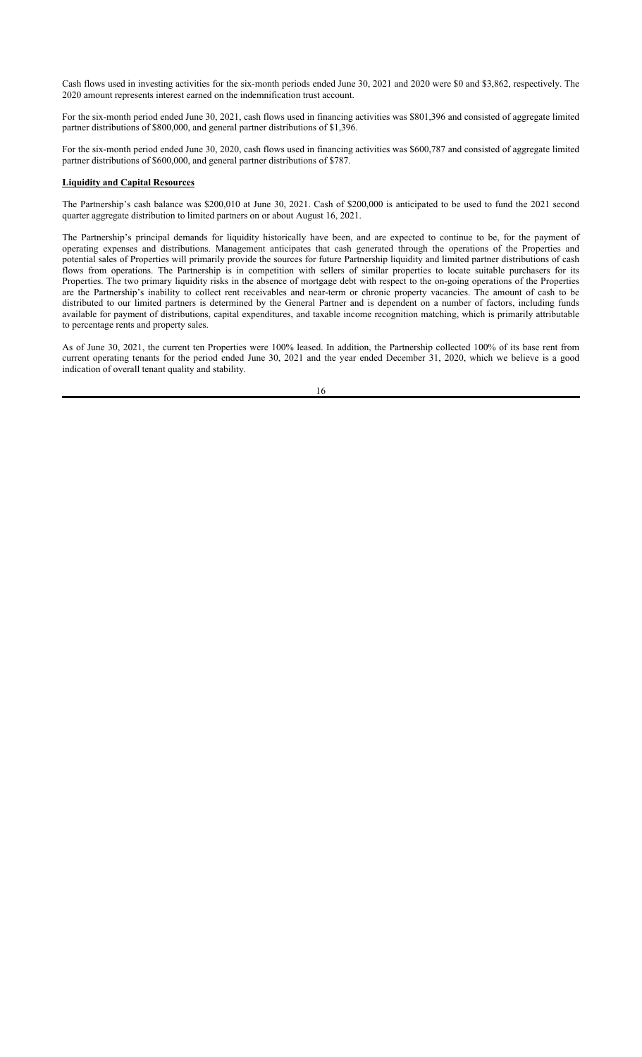Cash flows used in investing activities for the six-month periods ended June 30, 2021 and 2020 were $0 and $3,862, respectively. The 2020 amount represents interest earned on the indemnification trust account.

For the six-month period ended June 30, 2021, cash flows used in financing activities was $801,396 and consisted of aggregate limited partner distributions of $800,000, and general partner distributions of $1,396.

For the six-month period ended June 30, 2020, cash flows used in financing activities was $600,787 and consisted of aggregate limited partner distributions of $600,000, and general partner distributions of $787.

**Liquidity and Capital Resources**

The Partnership's cash balance was $200,010 at June 30, 2021. Cash of $200,000 is anticipated to be used to fund the 2021 second quarter aggregate distribution to limited partners on or about August 16, 2021.

The Partnership's principal demands for liquidity historically have been, and are expected to continue to be, for the payment of operating expenses and distributions. Management anticipates that cash generated through the operations of the Properties and potential sales of Properties will primarily provide the sources for future Partnership liquidity and limited partner distributions of cash flows from operations. The Partnership is in competition with sellers of similar properties to locate suitable purchasers for its Properties. The two primary liquidity risks in the absence of mortgage debt with respect to the on-going operations of the Properties are the Partnership's inability to collect rent receivables and near-term or chronic property vacancies. The amount of cash to be distributed to our limited partners is determined by the General Partner and is dependent on a number of factors, including funds available for payment of distributions, capital expenditures, and taxable income recognition matching, which is primarily attributable to percentage rents and property sales.

As of June 30, 2021, the current ten Properties were 100% leased. In addition, the Partnership collected 100% of its base rent from current operating tenants for the period ended June 30, 2021 and the year ended December 31, 2020, which we believe is a good indication of overall tenant quality and stability.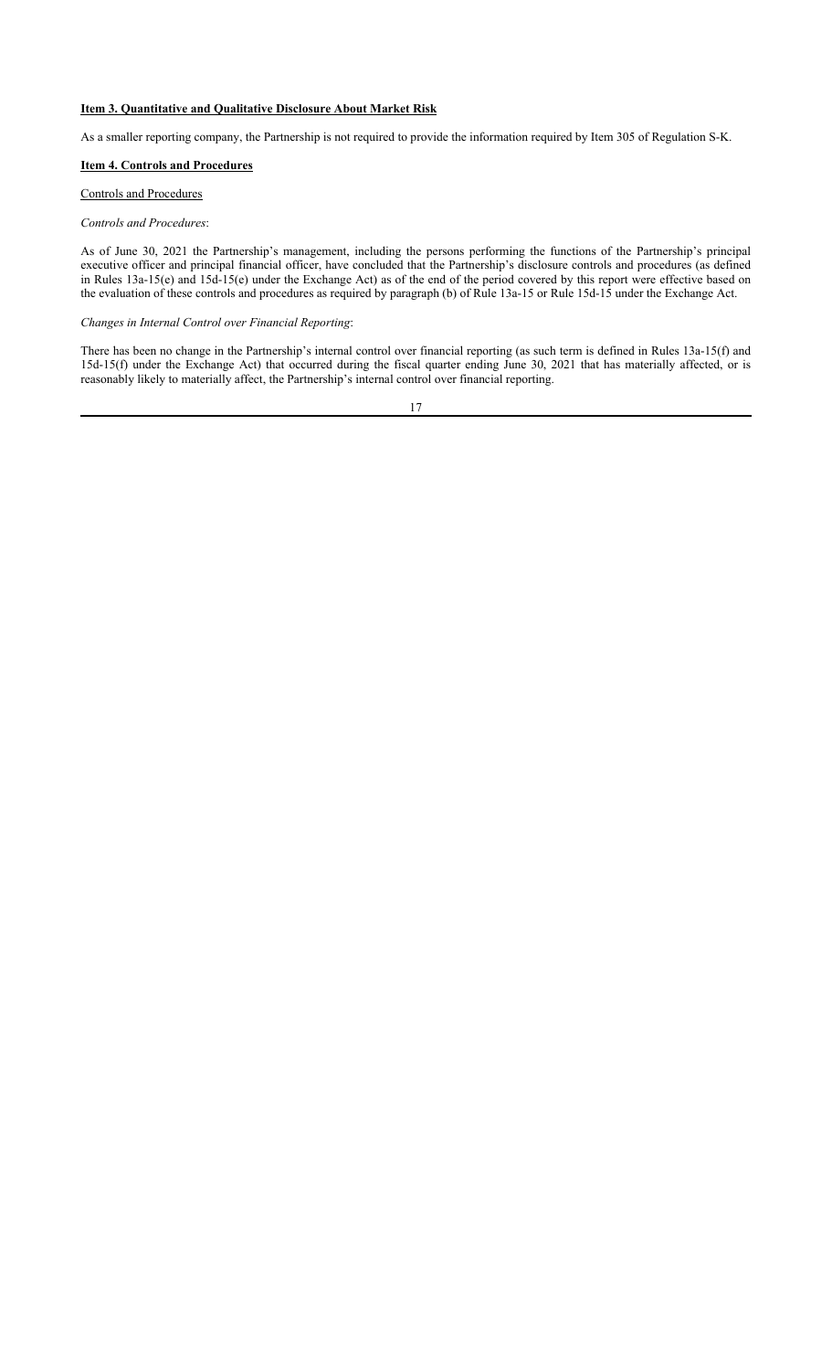## Item 3. Quantitative and Qualitative Disclosure About Market Risk

As a smaller reporting company, the Partnership is not required to provide the information required by Item 305 of Regulation S-K.

## Item 4. Controls and Procedures

Controls and Procedures

*Controls and Procedures*:

As of June 30, 2021 the Partnership's management, including the persons performing the functions of the Partnership's principal executive officer and principal financial officer, have concluded that the Partnership's disclosure controls and procedures (as defined in Rules 13a-15(e) and 15d-15(e) under the Exchange Act) as of the end of the period covered by this report were effective based on the evaluation of these controls and procedures as required by paragraph (b) of Rule 13a-15 or Rule 15d-15 under the Exchange Act.

*Changes in Internal Control over Financial Reporting*:

There has been no change in the Partnership's internal control over financial reporting (as such term is defined in Rules 13a-15(f) and 15d-15(f) under the Exchange Act) that occurred during the fiscal quarter ending June 30, 2021 that has materially affected, or is reasonably likely to materially affect, the Partnership's internal control over financial reporting.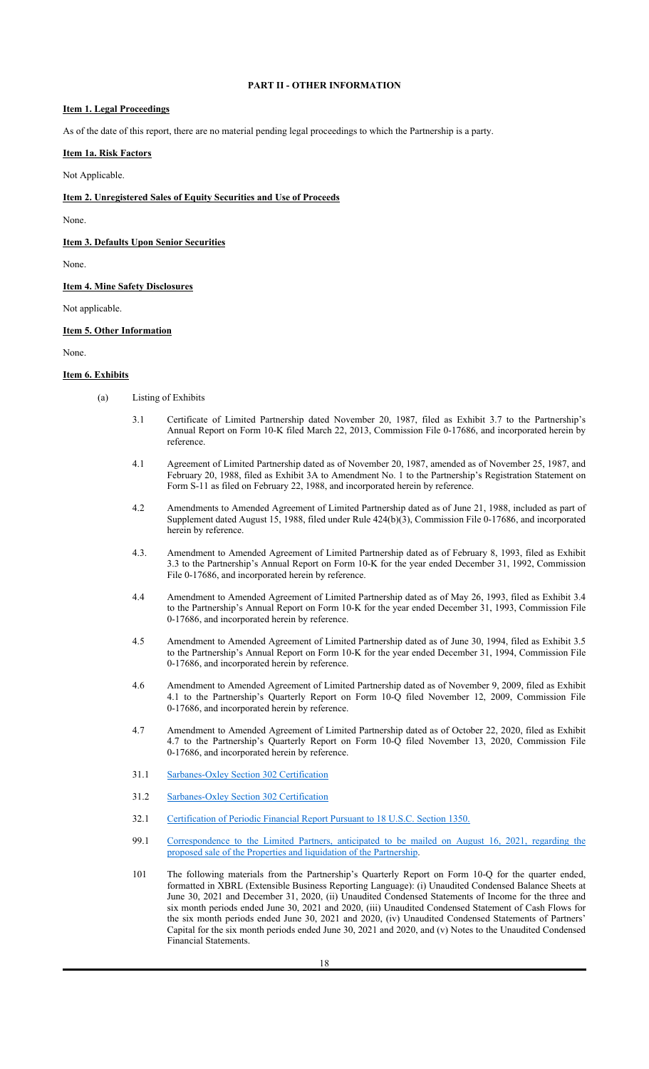## PART II - OTHER INFORMATION

**Item 1. Legal Proceedings**

As of the date of this report, there are no material pending legal proceedings to which the Partnership is a party.

**Item 1a. Risk Factors**

Not Applicable.

**Item 2. Unregistered Sales of Equity Securities and Use of Proceeds**

None.

**Item 3. Defaults Upon Senior Securities**

None.

**Item 4. Mine Safety Disclosures**

Not applicable.

**Item 5. Other Information**

None.

**Item 6. Exhibits**

(a) Listing of Exhibits

- 3.1 Certificate of Limited Partnership dated November 20, 1987, filed as Exhibit 3.7 to the Partnership's Annual Report on Form 10-K filed March 22, 2013, Commission File 0-17686, and incorporated herein by reference.
- 4.1 Agreement of Limited Partnership dated as of November 20, 1987, amended as of November 25, 1987, and February 20, 1988, filed as Exhibit 3A to Amendment No. 1 to the Partnership's Registration Statement on Form S-11 as filed on February 22, 1988, and incorporated herein by reference.
- 4.2 Amendments to Amended Agreement of Limited Partnership dated as of June 21, 1988, included as part of Supplement dated August 15, 1988, filed under Rule 424(b)(3), Commission File 0-17686, and incorporated herein by reference.
- 4.3. Amendment to Amended Agreement of Limited Partnership dated as of February 8, 1993, filed as Exhibit 3.3 to the Partnership's Annual Report on Form 10-K for the year ended December 31, 1992, Commission File 0-17686, and incorporated herein by reference.
- 4.4 Amendment to Amended Agreement of Limited Partnership dated as of May 26, 1993, filed as Exhibit 3.4 to the Partnership's Annual Report on Form 10-K for the year ended December 31, 1993, Commission File 0-17686, and incorporated herein by reference.
- 4.5 Amendment to Amended Agreement of Limited Partnership dated as of June 30, 1994, filed as Exhibit 3.5 to the Partnership's Annual Report on Form 10-K for the year ended December 31, 1994, Commission File 0-17686, and incorporated herein by reference.
- 4.6 Amendment to Amended Agreement of Limited Partnership dated as of November 9, 2009, filed as Exhibit 4.1 to the Partnership's Quarterly Report on Form 10-Q filed November 12, 2009, Commission File 0-17686, and incorporated herein by reference.
- 4.7 Amendment to Amended Agreement of Limited Partnership dated as of October 22, 2020, filed as Exhibit 4.7 to the Partnership's Quarterly Report on Form 10-Q filed November 13, 2020, Commission File 0-17686, and incorporated herein by reference.
- 31.1 Sarbanes-Oxley Section 302 Certification
- 31.2 Sarbanes-Oxley Section 302 Certification
- 32.1 Certification of Periodic Financial Report Pursuant to 18 U.S.C. Section 1350.
- 99.1 Correspondence to the Limited Partners, anticipated to be mailed on August 16, 2021, regarding the proposed sale of the Properties and liquidation of the Partnership.
- 101 The following materials from the Partnership's Quarterly Report on Form 10-Q for the quarter ended, formatted in XBRL (Extensible Business Reporting Language): (i) Unaudited Condensed Balance Sheets at June 30, 2021 and December 31, 2020, (ii) Unaudited Condensed Statements of Income for the three and six month periods ended June 30, 2021 and 2020, (iii) Unaudited Condensed Statement of Cash Flows for the six month periods ended June 30, 2021 and 2020, (iv) Unaudited Condensed Statements of Partners' Capital for the six month periods ended June 30, 2021 and 2020, and (v) Notes to the Unaudited Condensed Financial Statements.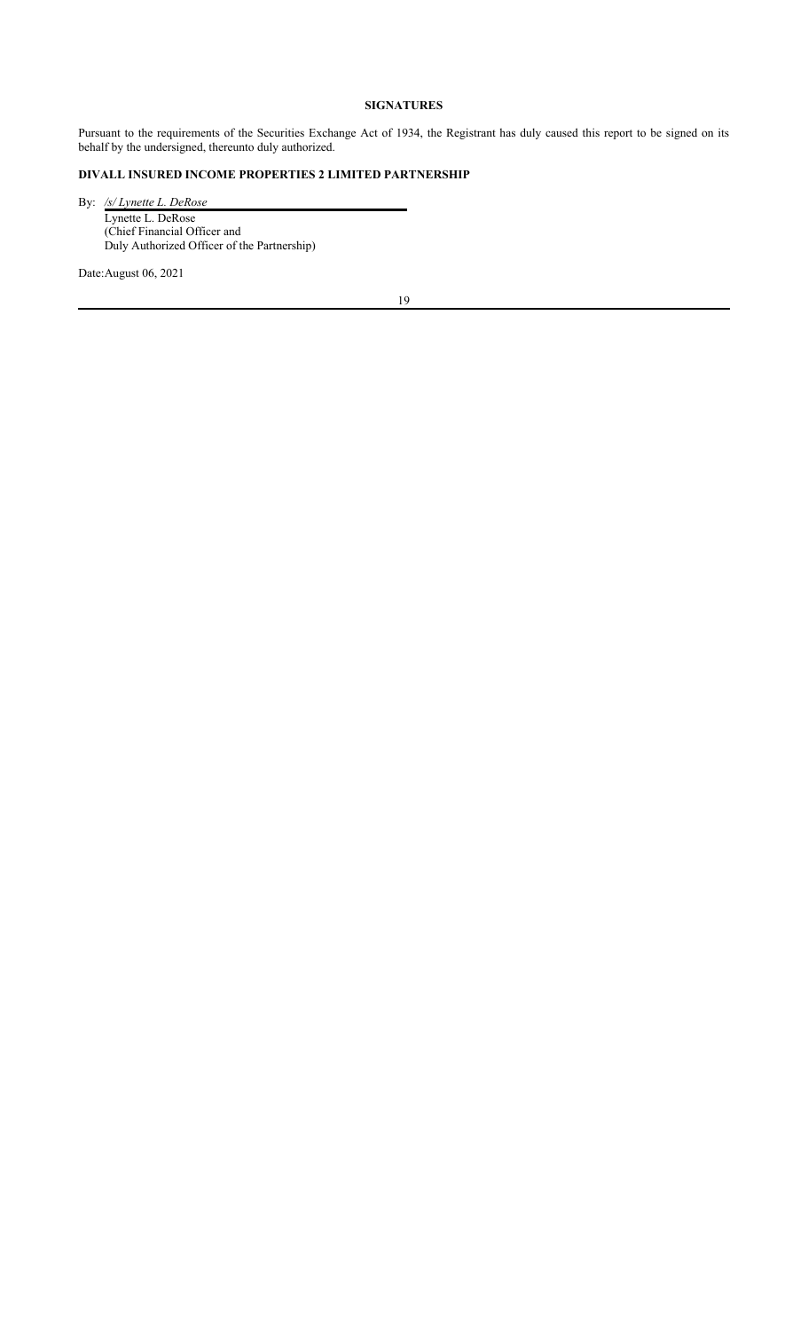## SIGNATURES

Pursuant to the requirements of the Securities Exchange Act of 1934, the Registrant has duly caused this report to be signed on its behalf by the undersigned, thereunto duly authorized.

**DIVALL INSURED INCOME PROPERTIES 2 LIMITED PARTNERSHIP**

By: */s/ Lynette L. DeRose*

Lynette L. DeRose
(Chief Financial Officer and
Duly Authorized Officer of the Partnership)

Date:August 06, 2021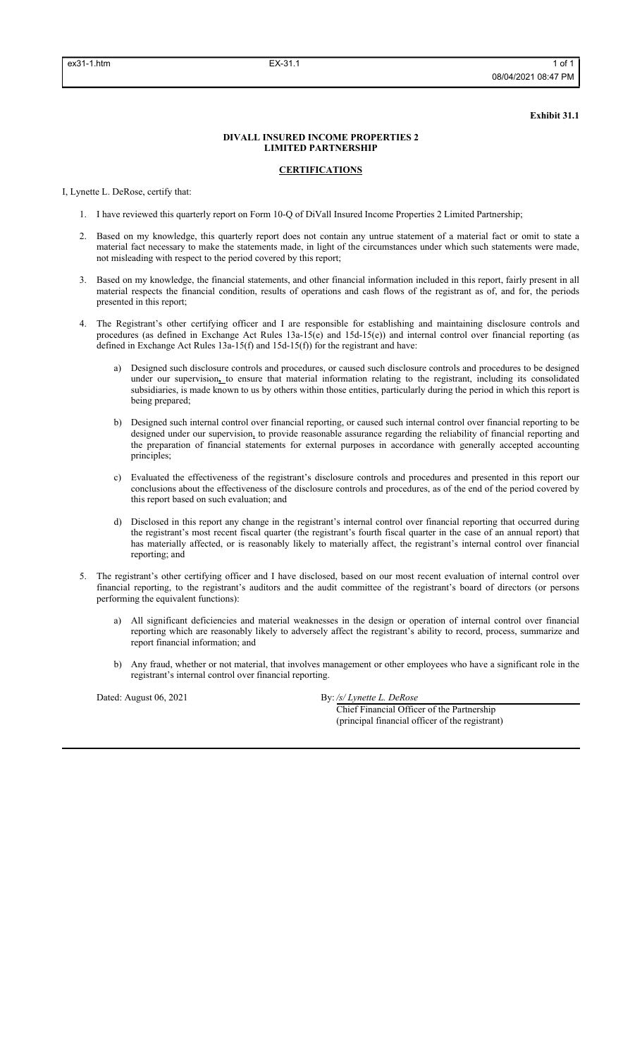**Exhibit 31.1**

**DIVALL INSURED INCOME PROPERTIES 2**
**LIMITED PARTNERSHIP**

**CERTIFICATIONS**

I, Lynette L. DeRose, certify that:

1. I have reviewed this quarterly report on Form 10-Q of DiVall Insured Income Properties 2 Limited Partnership;

2. Based on my knowledge, this quarterly report does not contain any untrue statement of a material fact or omit to state a material fact necessary to make the statements made, in light of the circumstances under which such statements were made, not misleading with respect to the period covered by this report;

3. Based on my knowledge, the financial statements, and other financial information included in this report, fairly present in all material respects the financial condition, results of operations and cash flows of the registrant as of, and for, the periods presented in this report;

4. The Registrant's other certifying officer and I are responsible for establishing and maintaining disclosure controls and procedures (as defined in Exchange Act Rules 13a-15(e) and 15d-15(e)) and internal control over financial reporting (as defined in Exchange Act Rules 13a-15(f) and 15d-15(f)) for the registrant and have:

   a) Designed such disclosure controls and procedures, or caused such disclosure controls and procedures to be designed under our supervision**,** to ensure that material information relating to the registrant, including its consolidated subsidiaries, is made known to us by others within those entities, particularly during the period in which this report is being prepared;

   b) Designed such internal control over financial reporting, or caused such internal control over financial reporting to be designed under our supervision**,** to provide reasonable assurance regarding the reliability of financial reporting and the preparation of financial statements for external purposes in accordance with generally accepted accounting principles;

   c) Evaluated the effectiveness of the registrant's disclosure controls and procedures and presented in this report our conclusions about the effectiveness of the disclosure controls and procedures, as of the end of the period covered by this report based on such evaluation; and

   d) Disclosed in this report any change in the registrant's internal control over financial reporting that occurred during the registrant's most recent fiscal quarter (the registrant's fourth fiscal quarter in the case of an annual report) that has materially affected, or is reasonably likely to materially affect, the registrant's internal control over financial reporting; and

5. The registrant's other certifying officer and I have disclosed, based on our most recent evaluation of internal control over financial reporting, to the registrant's auditors and the audit committee of the registrant's board of directors (or persons performing the equivalent functions):

   a) All significant deficiencies and material weaknesses in the design or operation of internal control over financial reporting which are reasonably likely to adversely affect the registrant's ability to record, process, summarize and report financial information; and

   b) Any fraud, whether or not material, that involves management or other employees who have a significant role in the registrant's internal control over financial reporting.

Dated: August 06, 2021

By: */s/ Lynette L. DeRose*
Chief Financial Officer of the Partnership
(principal financial officer of the registrant)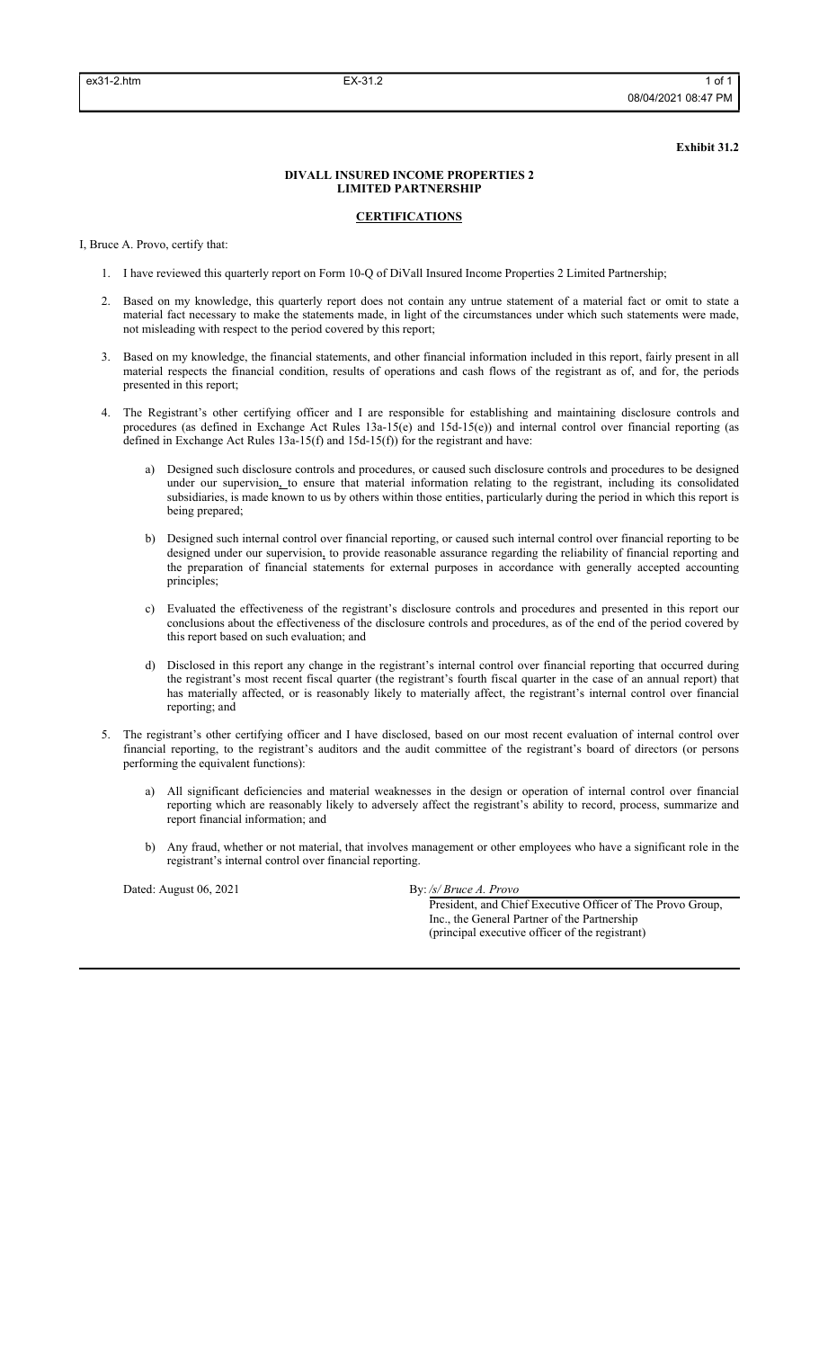**Exhibit 31.2**

**DIVALL INSURED INCOME PROPERTIES 2**
**LIMITED PARTNERSHIP**

**CERTIFICATIONS**

I, Bruce A. Provo, certify that:

1. I have reviewed this quarterly report on Form 10-Q of DiVall Insured Income Properties 2 Limited Partnership;

2. Based on my knowledge, this quarterly report does not contain any untrue statement of a material fact or omit to state a material fact necessary to make the statements made, in light of the circumstances under which such statements were made, not misleading with respect to the period covered by this report;

3. Based on my knowledge, the financial statements, and other financial information included in this report, fairly present in all material respects the financial condition, results of operations and cash flows of the registrant as of, and for, the periods presented in this report;

4. The Registrant's other certifying officer and I are responsible for establishing and maintaining disclosure controls and procedures (as defined in Exchange Act Rules 13a-15(e) and 15d-15(e)) and internal control over financial reporting (as defined in Exchange Act Rules 13a-15(f) and 15d-15(f)) for the registrant and have:

   a) Designed such disclosure controls and procedures, or caused such disclosure controls and procedures to be designed under our supervision, to ensure that material information relating to the registrant, including its consolidated subsidiaries, is made known to us by others within those entities, particularly during the period in which this report is being prepared;

   b) Designed such internal control over financial reporting, or caused such internal control over financial reporting to be designed under our supervision, to provide reasonable assurance regarding the reliability of financial reporting and the preparation of financial statements for external purposes in accordance with generally accepted accounting principles;

   c) Evaluated the effectiveness of the registrant's disclosure controls and procedures and presented in this report our conclusions about the effectiveness of the disclosure controls and procedures, as of the end of the period covered by this report based on such evaluation; and

   d) Disclosed in this report any change in the registrant's internal control over financial reporting that occurred during the registrant's most recent fiscal quarter (the registrant's fourth fiscal quarter in the case of an annual report) that has materially affected, or is reasonably likely to materially affect, the registrant's internal control over financial reporting; and

5. The registrant's other certifying officer and I have disclosed, based on our most recent evaluation of internal control over financial reporting, to the registrant's auditors and the audit committee of the registrant's board of directors (or persons performing the equivalent functions):

   a) All significant deficiencies and material weaknesses in the design or operation of internal control over financial reporting which are reasonably likely to adversely affect the registrant's ability to record, process, summarize and report financial information; and

   b) Any fraud, whether or not material, that involves management or other employees who have a significant role in the registrant's internal control over financial reporting.

Dated: August 06, 2021

By: */s/ Bruce A. Provo*
President, and Chief Executive Officer of The Provo Group, Inc., the General Partner of the Partnership
(principal executive officer of the registrant)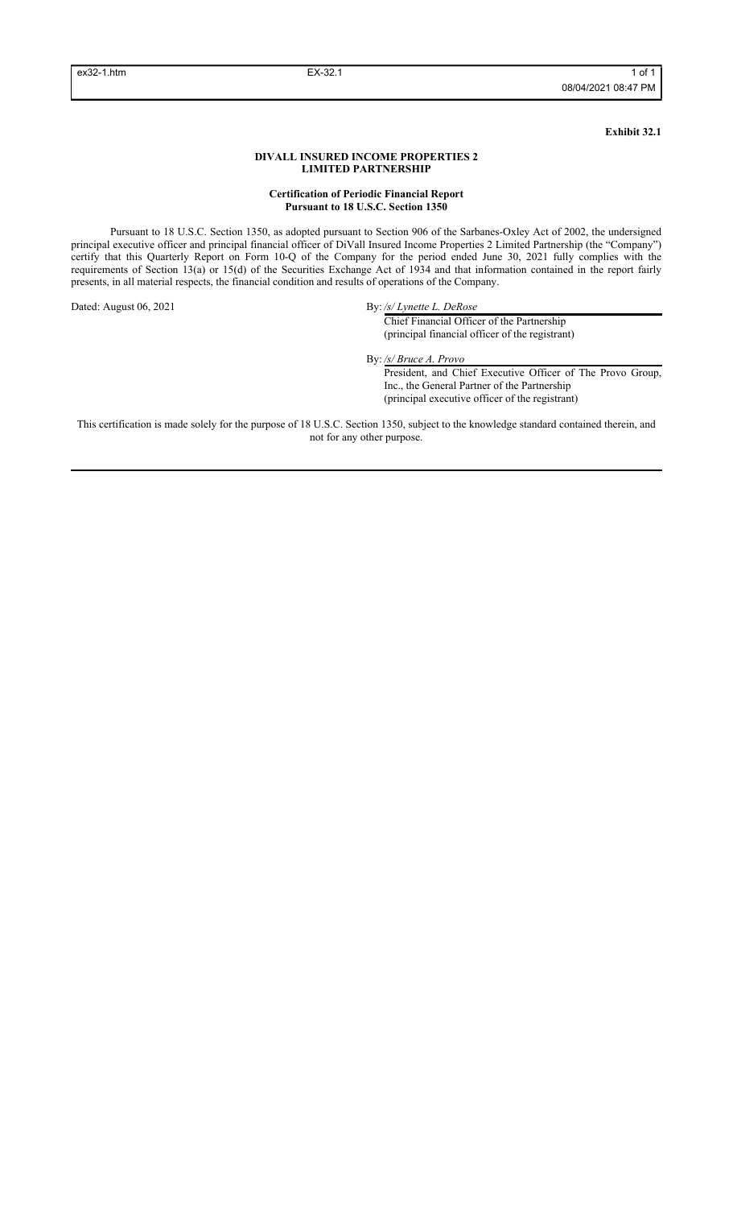**Exhibit 32.1**

**DIVALL INSURED INCOME PROPERTIES 2 LIMITED PARTNERSHIP**

**Certification of Periodic Financial Report Pursuant to 18 U.S.C. Section 1350**

Pursuant to 18 U.S.C. Section 1350, as adopted pursuant to Section 906 of the Sarbanes-Oxley Act of 2002, the undersigned principal executive officer and principal financial officer of DiVall Insured Income Properties 2 Limited Partnership (the "Company") certify that this Quarterly Report on Form 10-Q of the Company for the period ended June 30, 2021 fully complies with the requirements of Section 13(a) or 15(d) of the Securities Exchange Act of 1934 and that information contained in the report fairly presents, in all material respects, the financial condition and results of operations of the Company.

Dated: August 06, 2021

By: */s/ Lynette L. DeRose*
Chief Financial Officer of the Partnership
(principal financial officer of the registrant)

By: */s/ Bruce A. Provo*
President, and Chief Executive Officer of The Provo Group, Inc., the General Partner of the Partnership
(principal executive officer of the registrant)

This certification is made solely for the purpose of 18 U.S.C. Section 1350, subject to the knowledge standard contained therein, and not for any other purpose.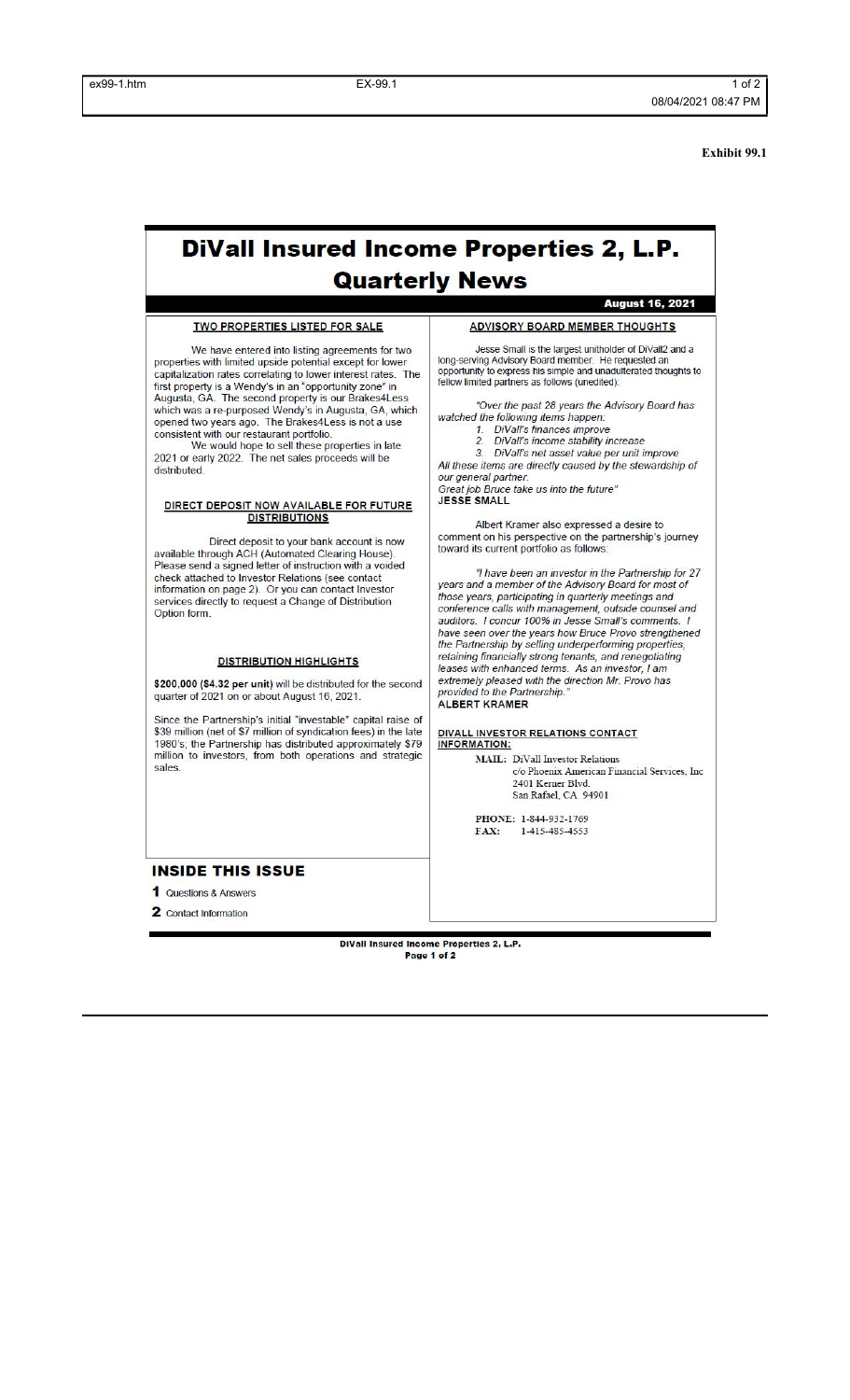**Exhibit 99.1**

# DiVall Insured Income Properties 2, L.P.
## Quarterly News

**August 16, 2021**

### TWO PROPERTIES LISTED FOR SALE

We have entered into listing agreements for two properties with limited upside potential except for lower capitalization rates correlating to lower interest rates. The first property is a Wendy's in an "opportunity zone" in Augusta, GA. The second property is our Brakes4Less which was a re-purposed Wendy's in Augusta, GA, which opened two years ago. The Brakes4Less is not a use consistent with our restaurant portfolio.

We would hope to sell these properties in late 2021 or early 2022. The net sales proceeds will be distributed.

### DIRECT DEPOSIT NOW AVAILABLE FOR FUTURE DISTRIBUTIONS

Direct deposit to your bank account is now available through ACH (Automated Clearing House). Please send a signed letter of instruction with a voided check attached to Investor Relations (see contact information on page 2). Or you can contact Investor services directly to request a Change of Distribution Option form.

### DISTRIBUTION HIGHLIGHTS

**$200,000 ($4.32 per unit)** will be distributed for the second quarter of 2021 on or about August 16, 2021.

Since the Partnership's initial "investable" capital raise of $39 million (net of $7 million of syndication fees) in the late 1980's; the Partnership has distributed approximately $79 million to investors, from both operations and strategic sales.

### ADVISORY BOARD MEMBER THOUGHTS

Jesse Small is the largest unitholder of DiVall2 and a long-serving Advisory Board member. He requested an opportunity to express his simple and unadulterated thoughts to fellow limited partners as follows (unedited):

*"Over the past 28 years the Advisory Board has watched the following items happen:*
1. *DiVall's finances improve*
2. *DiVall's income stability increase*
3. *DiVall's net asset value per unit improve*

*All these items are directly caused by the stewardship of our general partner.*
*Great job Bruce take us into the future"*
**JESSE SMALL**

Albert Kramer also expressed a desire to comment on his perspective on the partnership's journey toward its current portfolio as follows:

*"I have been an investor in the Partnership for 27 years and a member of the Advisory Board for most of those years, participating in quarterly meetings and conference calls with management, outside counsel and auditors. I concur 100% in Jesse Small's comments. I have seen over the years how Bruce Provo strengthened the Partnership by selling underperforming properties, retaining financially strong tenants, and renegotiating leases with enhanced terms. As an investor, I am extremely pleased with the direction Mr. Provo has provided to the Partnership."*
**ALBERT KRAMER**

### DIVALL INVESTOR RELATIONS CONTACT INFORMATION:

**MAIL:** DiVall Investor Relations
c/o Phoenix American Financial Services, Inc
2401 Kerner Blvd.
San Rafael, CA 94901

**PHONE:** 1-844-932-1769
**FAX:** 1-415-485-4553

### INSIDE THIS ISSUE

**1** Questions & Answers

**2** Contact Information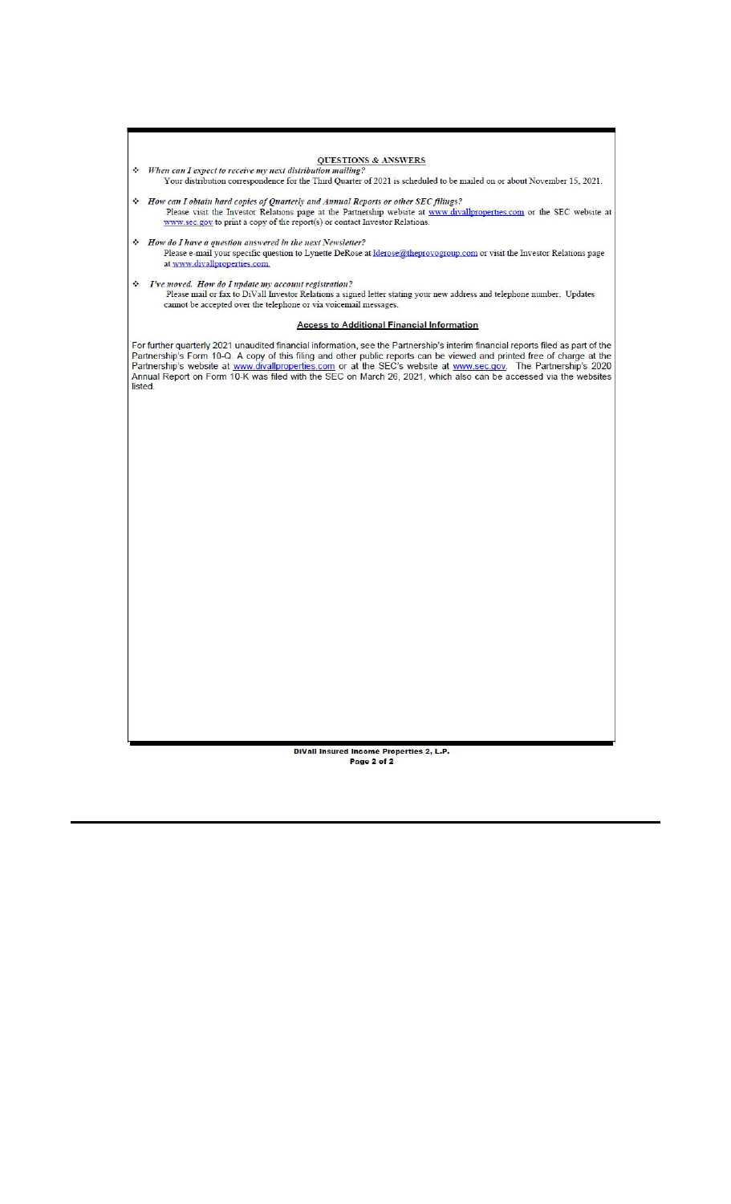## QUESTIONS & ANSWERS

- ***When can I expect to receive my next distribution mailing?***
  Your distribution correspondence for the Third Quarter of 2021 is scheduled to be mailed on or about November 15, 2021.

- ***How can I obtain hard copies of Quarterly and Annual Reports or other SEC filings?***
  Please visit the Investor Relations page at the Partnership website at www.divallproperties.com or the SEC website at www.sec.gov to print a copy of the report(s) or contact Investor Relations.

- ***How do I have a question answered in the next Newsletter?***
  Please e-mail your specific question to Lynette DeRose at lderose@theprovogroup.com or visit the Investor Relations page at www.divallproperties.com.

- ***I've moved. How do I update my account registration?***
  Please mail or fax to DiVall Investor Relations a signed letter stating your new address and telephone number. Updates cannot be accepted over the telephone or via voicemail messages.

### Access to Additional Financial Information

For further quarterly 2021 unaudited financial information, see the Partnership's interim financial reports filed as part of the Partnership's Form 10-Q. A copy of this filing and other public reports can be viewed and printed free of charge at the Partnership's website at www.divallproperties.com or at the SEC's website at www.sec.gov. The Partnership's 2020 Annual Report on Form 10-K was filed with the SEC on March 26, 2021, which also can be accessed via the websites listed.

DiVall Insured Income Properties 2, L.P.